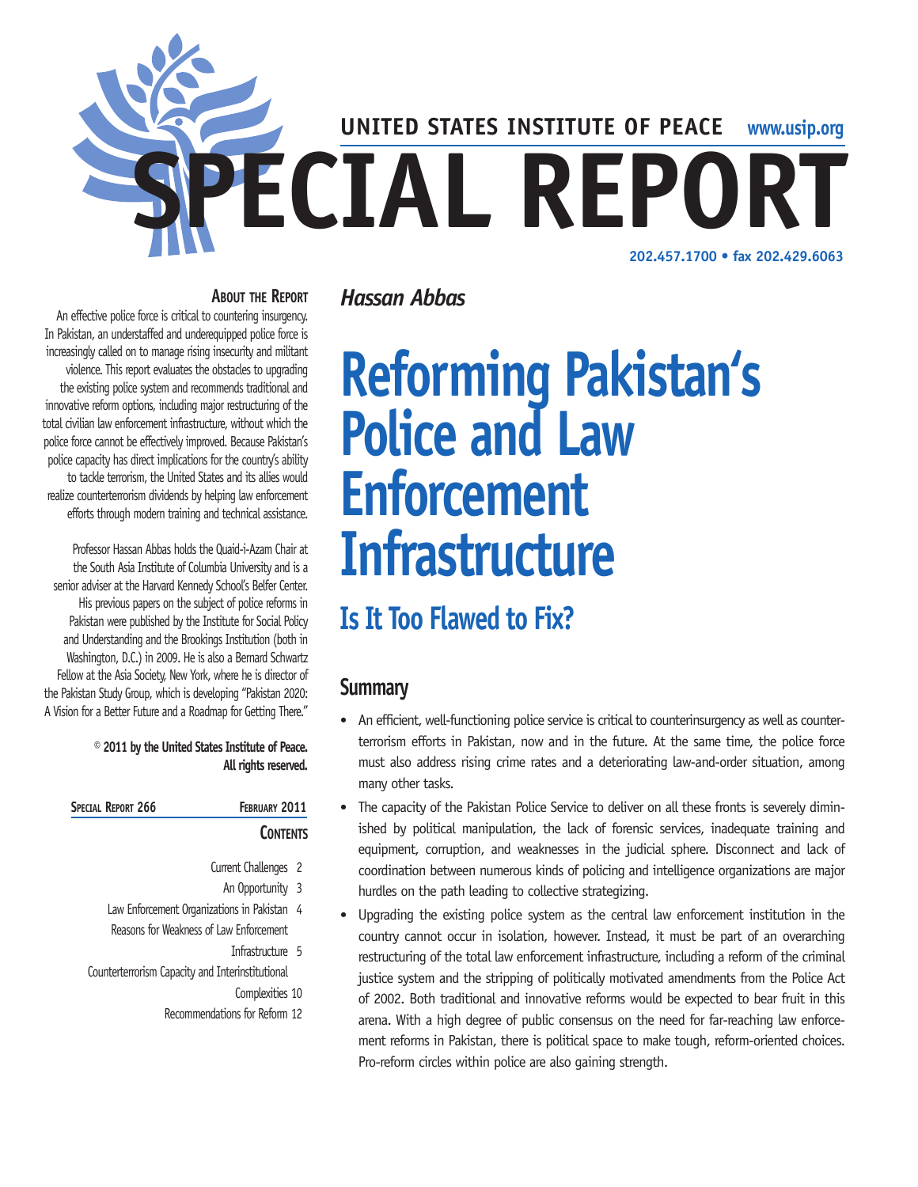UNITED STATES INSTITUTE OF PEACE www.usip.org

# SPECIAL REPORT

202.457.1700 • fax 202.429.6063

### About the Report

An effective police force is critical to countering insurgency. In Pakistan, an understaffed and underequipped police force is increasingly called on to manage rising insecurity and militant violence. This report evaluates the obstacles to upgrading the existing police system and recommends traditional and innovative reform options, including major restructuring of the total civilian law enforcement infrastructure, without which the police force cannot be effectively improved. Because Pakistan's police capacity has direct implications for the country's ability to tackle terrorism, the United States and its allies would realize counterterrorism dividends by helping law enforcement efforts through modern training and technical assistance.

Professor Hassan Abbas holds the Quaid-i-Azam Chair at the South Asia Institute of Columbia University and is a senior adviser at the Harvard Kennedy School's Belfer Center. His previous papers on the subject of police reforms in Pakistan were published by the Institute for Social Policy and Understanding and the Brookings Institution (both in Washington, D.C.) in 2009. He is also a Bernard Schwartz Fellow at the Asia Society, New York, where he is director of the Pakistan Study Group, which is developing "Pakistan 2020: A Vision for a Better Future and a Roadmap for Getting There."

**© 2011 by the United States Institute of Peace. All rights reserved.**

**Special Report 266 — February 2011**

### Contents

- Current Challenges 2
- An Opportunity 3
- Law Enforcement Organizations in Pakistan 4
- Reasons for Weakness of Law Enforcement Infrastructure 5
- Counterterrorism Capacity and Interinstitutional Complexities 10
- Recommendations for Reform 12

*Hassan Abbas*

# Reforming Pakistan's Police and Law Enforcement Infrastructure

## Is It Too Flawed to Fix?

## Summary

- An efficient, well-functioning police service is critical to counterinsurgency as well as counterterrorism efforts in Pakistan, now and in the future. At the same time, the police force must also address rising crime rates and a deteriorating law-and-order situation, among many other tasks.
- The capacity of the Pakistan Police Service to deliver on all these fronts is severely diminished by political manipulation, the lack of forensic services, inadequate training and equipment, corruption, and weaknesses in the judicial sphere. Disconnect and lack of coordination between numerous kinds of policing and intelligence organizations are major hurdles on the path leading to collective strategizing.
- Upgrading the existing police system as the central law enforcement institution in the country cannot occur in isolation, however. Instead, it must be part of an overarching restructuring of the total law enforcement infrastructure, including a reform of the criminal justice system and the stripping of politically motivated amendments from the Police Act of 2002. Both traditional and innovative reforms would be expected to bear fruit in this arena. With a high degree of public consensus on the need for far-reaching law enforcement reforms in Pakistan, there is political space to make tough, reform-oriented choices. Pro-reform circles within police are also gaining strength.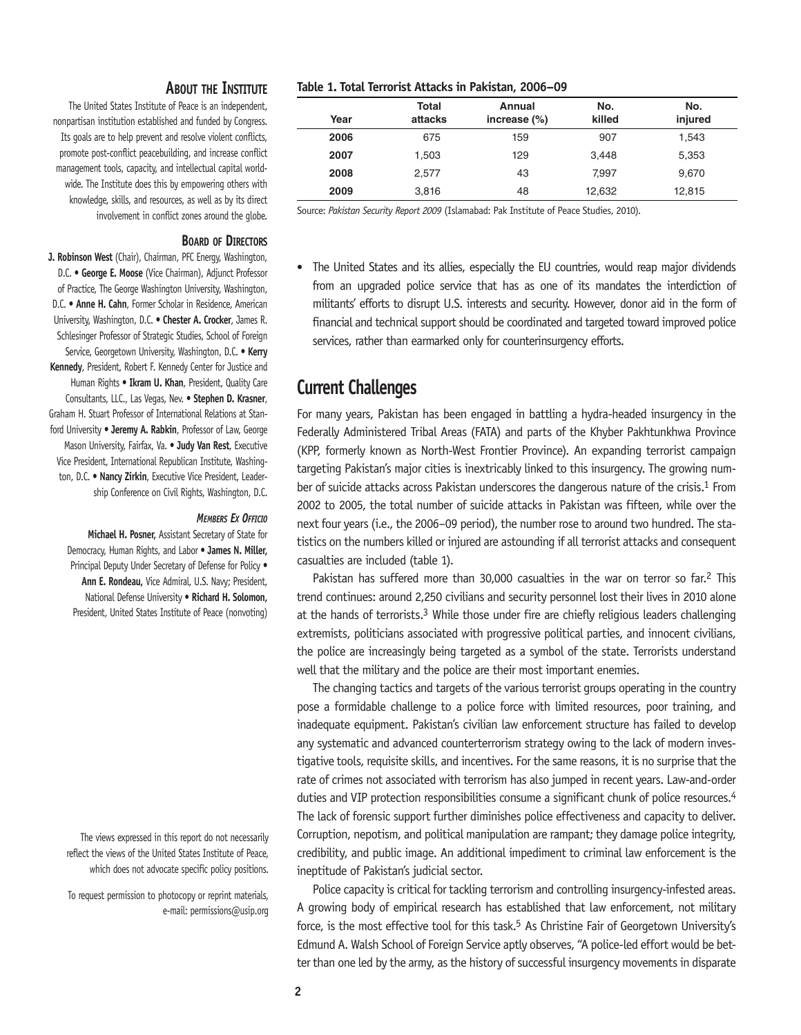## About the Institute

The United States Institute of Peace is an independent, nonpartisan institution established and funded by Congress. Its goals are to help prevent and resolve violent conflicts, promote post-conflict peacebuilding, and increase conflict management tools, capacity, and intellectual capital worldwide. The Institute does this by empowering others with knowledge, skills, and resources, as well as by its direct involvement in conflict zones around the globe.

### Board of Directors

**J. Robinson West** (Chair), Chairman, PFC Energy, Washington, D.C. • **George E. Moose** (Vice Chairman), Adjunct Professor of Practice, The George Washington University, Washington, D.C. • **Anne H. Cahn**, Former Scholar in Residence, American University, Washington, D.C. • **Chester A. Crocker**, James R. Schlesinger Professor of Strategic Studies, School of Foreign Service, Georgetown University, Washington, D.C. • **Kerry Kennedy**, President, Robert F. Kennedy Center for Justice and Human Rights • **Ikram U. Khan**, President, Quality Care Consultants, LLC., Las Vegas, Nev. • **Stephen D. Krasner**, Graham H. Stuart Professor of International Relations at Stanford University • **Jeremy A. Rabkin**, Professor of Law, George Mason University, Fairfax, Va. • **Judy Van Rest**, Executive Vice President, International Republican Institute, Washington, D.C. • **Nancy Zirkin**, Executive Vice President, Leadership Conference on Civil Rights, Washington, D.C.

#### *Members Ex Officio*

**Michael H. Posner,** Assistant Secretary of State for Democracy, Human Rights, and Labor • **James N. Miller,** Principal Deputy Under Secretary of Defense for Policy • **Ann E. Rondeau,** Vice Admiral, U.S. Navy; President, National Defense University • **Richard H. Solomon,** President, United States Institute of Peace (nonvoting)

The views expressed in this report do not necessarily reflect the views of the United States Institute of Peace, which does not advocate specific policy positions.

To request permission to photocopy or reprint materials, e-mail: permissions@usip.org

**Table 1. Total Terrorist Attacks in Pakistan, 2006–09**

| Year | Total attacks | Annual increase (%) | No. killed | No. injured |
|---|---|---|---|---|
| **2006** | 675 | 159 | 907 | 1,543 |
| **2007** | 1,503 | 129 | 3,448 | 5,353 |
| **2008** | 2,577 | 43 | 7,997 | 9,670 |
| **2009** | 3,816 | 48 | 12,632 | 12,815 |

Source: *Pakistan Security Report 2009* (Islamabad: Pak Institute of Peace Studies, 2010).

- The United States and its allies, especially the EU countries, would reap major dividends from an upgraded police service that has as one of its mandates the interdiction of militants' efforts to disrupt U.S. interests and security. However, donor aid in the form of financial and technical support should be coordinated and targeted toward improved police services, rather than earmarked only for counterinsurgency efforts.

## Current Challenges

For many years, Pakistan has been engaged in battling a hydra-headed insurgency in the Federally Administered Tribal Areas (FATA) and parts of the Khyber Pakhtunkhwa Province (KPP, formerly known as North-West Frontier Province). An expanding terrorist campaign targeting Pakistan's major cities is inextricably linked to this insurgency. The growing number of suicide attacks across Pakistan underscores the dangerous nature of the crisis.[1] From 2002 to 2005, the total number of suicide attacks in Pakistan was fifteen, while over the next four years (i.e., the 2006–09 period), the number rose to around two hundred. The statistics on the numbers killed or injured are astounding if all terrorist attacks and consequent casualties are included (table 1).

Pakistan has suffered more than 30,000 casualties in the war on terror so far.[2] This trend continues: around 2,250 civilians and security personnel lost their lives in 2010 alone at the hands of terrorists.[3] While those under fire are chiefly religious leaders challenging extremists, politicians associated with progressive political parties, and innocent civilians, the police are increasingly being targeted as a symbol of the state. Terrorists understand well that the military and the police are their most important enemies.

The changing tactics and targets of the various terrorist groups operating in the country pose a formidable challenge to a police force with limited resources, poor training, and inadequate equipment. Pakistan's civilian law enforcement structure has failed to develop any systematic and advanced counterterrorism strategy owing to the lack of modern investigative tools, requisite skills, and incentives. For the same reasons, it is no surprise that the rate of crimes not associated with terrorism has also jumped in recent years. Law-and-order duties and VIP protection responsibilities consume a significant chunk of police resources.[4] The lack of forensic support further diminishes police effectiveness and capacity to deliver. Corruption, nepotism, and political manipulation are rampant; they damage police integrity, credibility, and public image. An additional impediment to criminal law enforcement is the ineptitude of Pakistan's judicial sector.

Police capacity is critical for tackling terrorism and controlling insurgency-infested areas. A growing body of empirical research has established that law enforcement, not military force, is the most effective tool for this task.[5] As Christine Fair of Georgetown University's Edmund A. Walsh School of Foreign Service aptly observes, "A police-led effort would be better than one led by the army, as the history of successful insurgency movements in disparate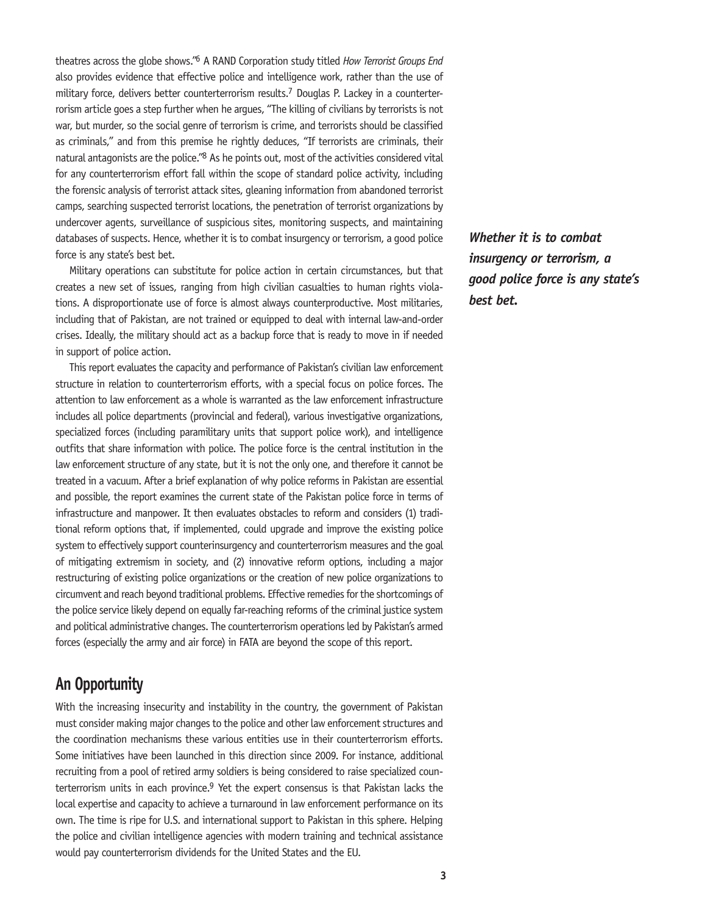theatres across the globe shows."[6] A RAND Corporation study titled *How Terrorist Groups End* also provides evidence that effective police and intelligence work, rather than the use of military force, delivers better counterterrorism results.[7] Douglas P. Lackey in a counterterrorism article goes a step further when he argues, "The killing of civilians by terrorists is not war, but murder, so the social genre of terrorism is crime, and terrorists should be classified as criminals," and from this premise he rightly deduces, "If terrorists are criminals, their natural antagonists are the police."[8] As he points out, most of the activities considered vital for any counterterrorism effort fall within the scope of standard police activity, including the forensic analysis of terrorist attack sites, gleaning information from abandoned terrorist camps, searching suspected terrorist locations, the penetration of terrorist organizations by undercover agents, surveillance of suspicious sites, monitoring suspects, and maintaining databases of suspects. Hence, whether it is to combat insurgency or terrorism, a good police force is any state's best bet.

***Whether it is to combat insurgency or terrorism, a good police force is any state's best bet.***

Military operations can substitute for police action in certain circumstances, but that creates a new set of issues, ranging from high civilian casualties to human rights violations. A disproportionate use of force is almost always counterproductive. Most militaries, including that of Pakistan, are not trained or equipped to deal with internal law-and-order crises. Ideally, the military should act as a backup force that is ready to move in if needed in support of police action.

This report evaluates the capacity and performance of Pakistan's civilian law enforcement structure in relation to counterterrorism efforts, with a special focus on police forces. The attention to law enforcement as a whole is warranted as the law enforcement infrastructure includes all police departments (provincial and federal), various investigative organizations, specialized forces (including paramilitary units that support police work), and intelligence outfits that share information with police. The police force is the central institution in the law enforcement structure of any state, but it is not the only one, and therefore it cannot be treated in a vacuum. After a brief explanation of why police reforms in Pakistan are essential and possible, the report examines the current state of the Pakistan police force in terms of infrastructure and manpower. It then evaluates obstacles to reform and considers (1) traditional reform options that, if implemented, could upgrade and improve the existing police system to effectively support counterinsurgency and counterterrorism measures and the goal of mitigating extremism in society, and (2) innovative reform options, including a major restructuring of existing police organizations or the creation of new police organizations to circumvent and reach beyond traditional problems. Effective remedies for the shortcomings of the police service likely depend on equally far-reaching reforms of the criminal justice system and political administrative changes. The counterterrorism operations led by Pakistan's armed forces (especially the army and air force) in FATA are beyond the scope of this report.

## An Opportunity

With the increasing insecurity and instability in the country, the government of Pakistan must consider making major changes to the police and other law enforcement structures and the coordination mechanisms these various entities use in their counterterrorism efforts. Some initiatives have been launched in this direction since 2009. For instance, additional recruiting from a pool of retired army soldiers is being considered to raise specialized counterterrorism units in each province.[9] Yet the expert consensus is that Pakistan lacks the local expertise and capacity to achieve a turnaround in law enforcement performance on its own. The time is ripe for U.S. and international support to Pakistan in this sphere. Helping the police and civilian intelligence agencies with modern training and technical assistance would pay counterterrorism dividends for the United States and the EU.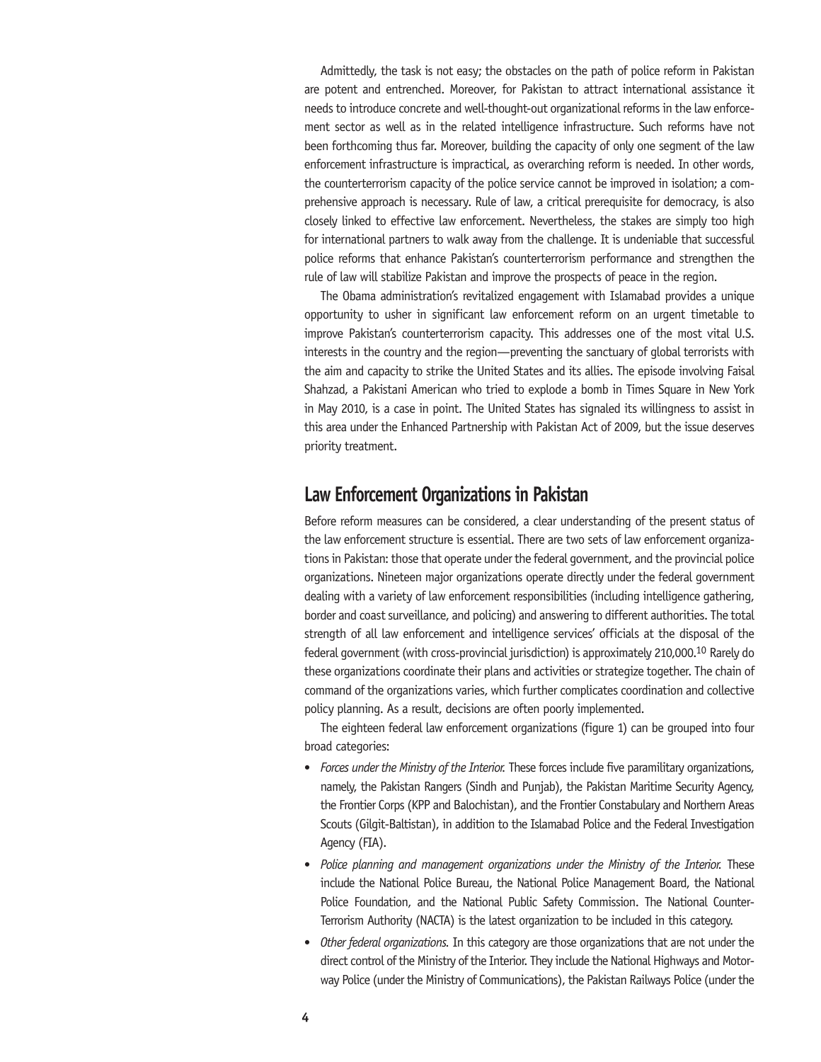Admittedly, the task is not easy; the obstacles on the path of police reform in Pakistan are potent and entrenched. Moreover, for Pakistan to attract international assistance it needs to introduce concrete and well-thought-out organizational reforms in the law enforcement sector as well as in the related intelligence infrastructure. Such reforms have not been forthcoming thus far. Moreover, building the capacity of only one segment of the law enforcement infrastructure is impractical, as overarching reform is needed. In other words, the counterterrorism capacity of the police service cannot be improved in isolation; a comprehensive approach is necessary. Rule of law, a critical prerequisite for democracy, is also closely linked to effective law enforcement. Nevertheless, the stakes are simply too high for international partners to walk away from the challenge. It is undeniable that successful police reforms that enhance Pakistan's counterterrorism performance and strengthen the rule of law will stabilize Pakistan and improve the prospects of peace in the region.

The Obama administration's revitalized engagement with Islamabad provides a unique opportunity to usher in significant law enforcement reform on an urgent timetable to improve Pakistan's counterterrorism capacity. This addresses one of the most vital U.S. interests in the country and the region—preventing the sanctuary of global terrorists with the aim and capacity to strike the United States and its allies. The episode involving Faisal Shahzad, a Pakistani American who tried to explode a bomb in Times Square in New York in May 2010, is a case in point. The United States has signaled its willingness to assist in this area under the Enhanced Partnership with Pakistan Act of 2009, but the issue deserves priority treatment.

## Law Enforcement Organizations in Pakistan

Before reform measures can be considered, a clear understanding of the present status of the law enforcement structure is essential. There are two sets of law enforcement organizations in Pakistan: those that operate under the federal government, and the provincial police organizations. Nineteen major organizations operate directly under the federal government dealing with a variety of law enforcement responsibilities (including intelligence gathering, border and coast surveillance, and policing) and answering to different authorities. The total strength of all law enforcement and intelligence services' officials at the disposal of the federal government (with cross-provincial jurisdiction) is approximately 210,000.[10] Rarely do these organizations coordinate their plans and activities or strategize together. The chain of command of the organizations varies, which further complicates coordination and collective policy planning. As a result, decisions are often poorly implemented.

The eighteen federal law enforcement organizations (figure 1) can be grouped into four broad categories:

- *Forces under the Ministry of the Interior.* These forces include five paramilitary organizations, namely, the Pakistan Rangers (Sindh and Punjab), the Pakistan Maritime Security Agency, the Frontier Corps (KPP and Balochistan), and the Frontier Constabulary and Northern Areas Scouts (Gilgit-Baltistan), in addition to the Islamabad Police and the Federal Investigation Agency (FIA).
- *Police planning and management organizations under the Ministry of the Interior.* These include the National Police Bureau, the National Police Management Board, the National Police Foundation, and the National Public Safety Commission. The National Counter-Terrorism Authority (NACTA) is the latest organization to be included in this category.
- *Other federal organizations.* In this category are those organizations that are not under the direct control of the Ministry of the Interior. They include the National Highways and Motorway Police (under the Ministry of Communications), the Pakistan Railways Police (under the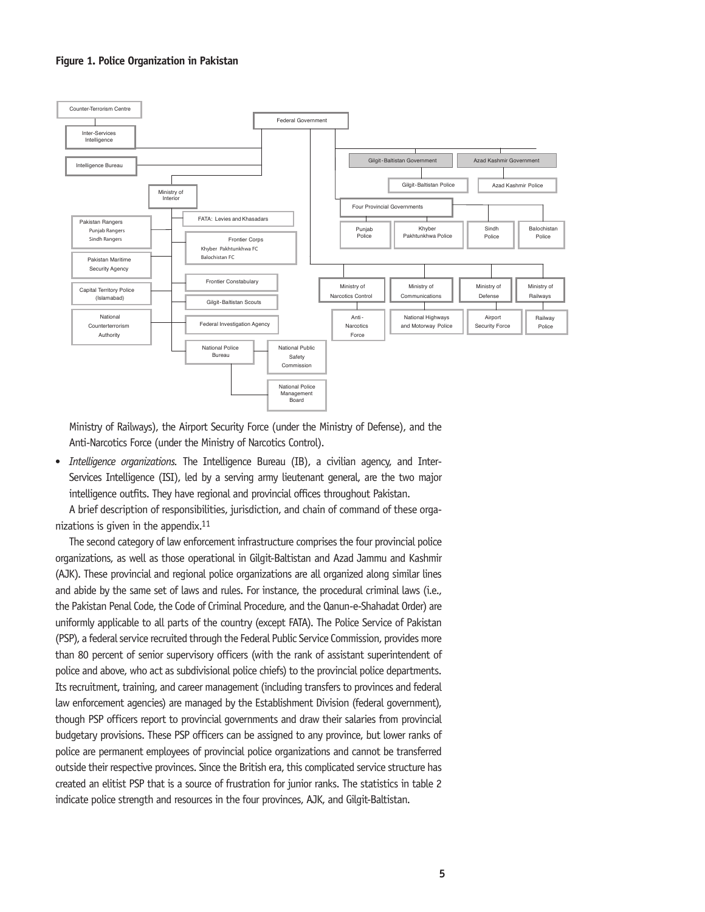**Figure 1. Police Organization in Pakistan**

Counter-Terrorism Centre

Inter-Services Intelligence

Intelligence Bureau

Federal Government

Gilgit-Baltistan Government

Azad Kashmir Government

Gilgit-Baltistan Police

Azad Kashmir Police

Ministry of Interior

Four Provincial Governments

Pakistan Rangers
Punjab Rangers
Sindh Rangers

FATA: Levies and Khasadars

Punjab Police

Khyber Pakhtunkhwa Police

Sindh Police

Balochistan Police

Frontier Corps
Khyber Pakhtunkhwa FC
Balochistan FC

Pakistan Maritime Security Agency

Frontier Constabulary

Capital Territory Police (Islamabad)

Gilgit-Baltistan Scouts

Ministry of Narcotics Control

Ministry of Communications

Ministry of Defense

Ministry of Railways

National Counterterrorism Authority

Federal Investigation Agency

Anti-Narcotics Force

National Highways and Motorway Police

Airport Security Force

Railway Police

National Police Bureau

National Public Safety Commission

National Police Management Board

Ministry of Railways), the Airport Security Force (under the Ministry of Defense), and the Anti-Narcotics Force (under the Ministry of Narcotics Control).

- *Intelligence organizations.* The Intelligence Bureau (IB), a civilian agency, and Inter-Services Intelligence (ISI), led by a serving army lieutenant general, are the two major intelligence outfits. They have regional and provincial offices throughout Pakistan.

A brief description of responsibilities, jurisdiction, and chain of command of these organizations is given in the appendix.[11]

The second category of law enforcement infrastructure comprises the four provincial police organizations, as well as those operational in Gilgit-Baltistan and Azad Jammu and Kashmir (AJK). These provincial and regional police organizations are all organized along similar lines and abide by the same set of laws and rules. For instance, the procedural criminal laws (i.e., the Pakistan Penal Code, the Code of Criminal Procedure, and the Qanun-e-Shahadat Order) are uniformly applicable to all parts of the country (except FATA). The Police Service of Pakistan (PSP), a federal service recruited through the Federal Public Service Commission, provides more than 80 percent of senior supervisory officers (with the rank of assistant superintendent of police and above, who act as subdivisional police chiefs) to the provincial police departments. Its recruitment, training, and career management (including transfers to provinces and federal law enforcement agencies) are managed by the Establishment Division (federal government), though PSP officers report to provincial governments and draw their salaries from provincial budgetary provisions. These PSP officers can be assigned to any province, but lower ranks of police are permanent employees of provincial police organizations and cannot be transferred outside their respective provinces. Since the British era, this complicated service structure has created an elitist PSP that is a source of frustration for junior ranks. The statistics in table 2 indicate police strength and resources in the four provinces, AJK, and Gilgit-Baltistan.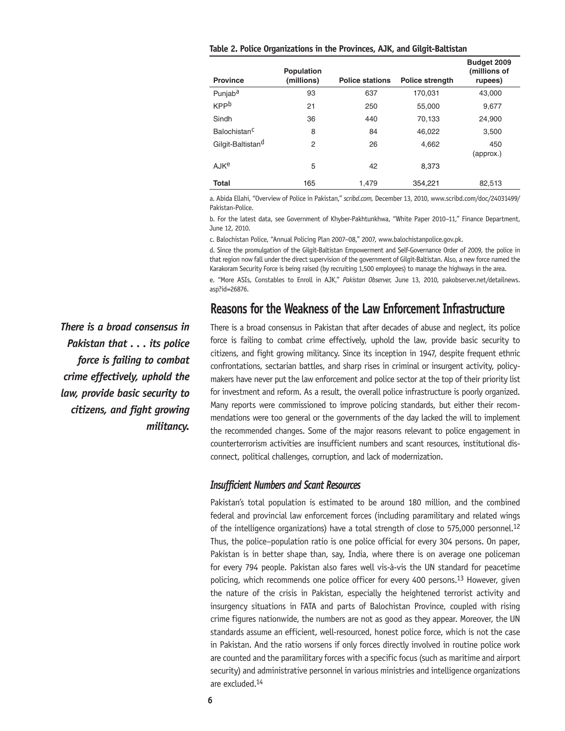**Table 2. Police Organizations in the Provinces, AJK, and Gilgit-Baltistan**

| Province | Population (millions) | Police stations | Police strength | Budget 2009 (millions of rupees) |
|---|---|---|---|---|
| Punjab[a] | 93 | 637 | 170,031 | 43,000 |
| KPP[b] | 21 | 250 | 55,000 | 9,677 |
| Sindh | 36 | 440 | 70,133 | 24,900 |
| Balochistan[c] | 8 | 84 | 46,022 | 3,500 |
| Gilgit-Baltistan[d] | 2 | 26 | 4,662 | 450 (approx.) |
| AJK[e] | 5 | 42 | 8,373 | |
| **Total** | 165 | 1,479 | 354,221 | 82,513 |

a. Abida Ellahi, "Overview of Police in Pakistan," *scribd.com,* December 13, 2010, www.scribd.com/doc/24031499/Pakistan-Police.

b. For the latest data, see Government of Khyber-Pakhtunkhwa, "White Paper 2010–11," Finance Department, June 12, 2010.

c. Balochistan Police, "Annual Policing Plan 2007–08," 2007, www.balochistanpolice.gov.pk.

d. Since the promulgation of the Gilgit-Baltistan Empowerment and Self-Governance Order of 2009, the police in that region now fall under the direct supervision of the government of Gilgit-Baltistan. Also, a new force named the Karakoram Security Force is being raised (by recruiting 1,500 employees) to manage the highways in the area.

e. "More ASIs, Constables to Enroll in AJK," *Pakistan Observer,* June 13, 2010, pakobserver.net/detailnews.asp?id=26876.

## Reasons for the Weakness of the Law Enforcement Infrastructure

***There is a broad consensus in Pakistan that . . . its police force is failing to combat crime effectively, uphold the law, provide basic security to citizens, and fight growing militancy.***

There is a broad consensus in Pakistan that after decades of abuse and neglect, its police force is failing to combat crime effectively, uphold the law, provide basic security to citizens, and fight growing militancy. Since its inception in 1947, despite frequent ethnic confrontations, sectarian battles, and sharp rises in criminal or insurgent activity, policymakers have never put the law enforcement and police sector at the top of their priority list for investment and reform. As a result, the overall police infrastructure is poorly organized. Many reports were commissioned to improve policing standards, but either their recommendations were too general or the governments of the day lacked the will to implement the recommended changes. Some of the major reasons relevant to police engagement in counterterrorism activities are insufficient numbers and scant resources, institutional disconnect, political challenges, corruption, and lack of modernization.

### *Insufficient Numbers and Scant Resources*

Pakistan's total population is estimated to be around 180 million, and the combined federal and provincial law enforcement forces (including paramilitary and related wings of the intelligence organizations) have a total strength of close to 575,000 personnel.[12] Thus, the police–population ratio is one police official for every 304 persons. On paper, Pakistan is in better shape than, say, India, where there is on average one policeman for every 794 people. Pakistan also fares well vis-à-vis the UN standard for peacetime policing, which recommends one police officer for every 400 persons.[13] However, given the nature of the crisis in Pakistan, especially the heightened terrorist activity and insurgency situations in FATA and parts of Balochistan Province, coupled with rising crime figures nationwide, the numbers are not as good as they appear. Moreover, the UN standards assume an efficient, well-resourced, honest police force, which is not the case in Pakistan. And the ratio worsens if only forces directly involved in routine police work are counted and the paramilitary forces with a specific focus (such as maritime and airport security) and administrative personnel in various ministries and intelligence organizations are excluded.[14]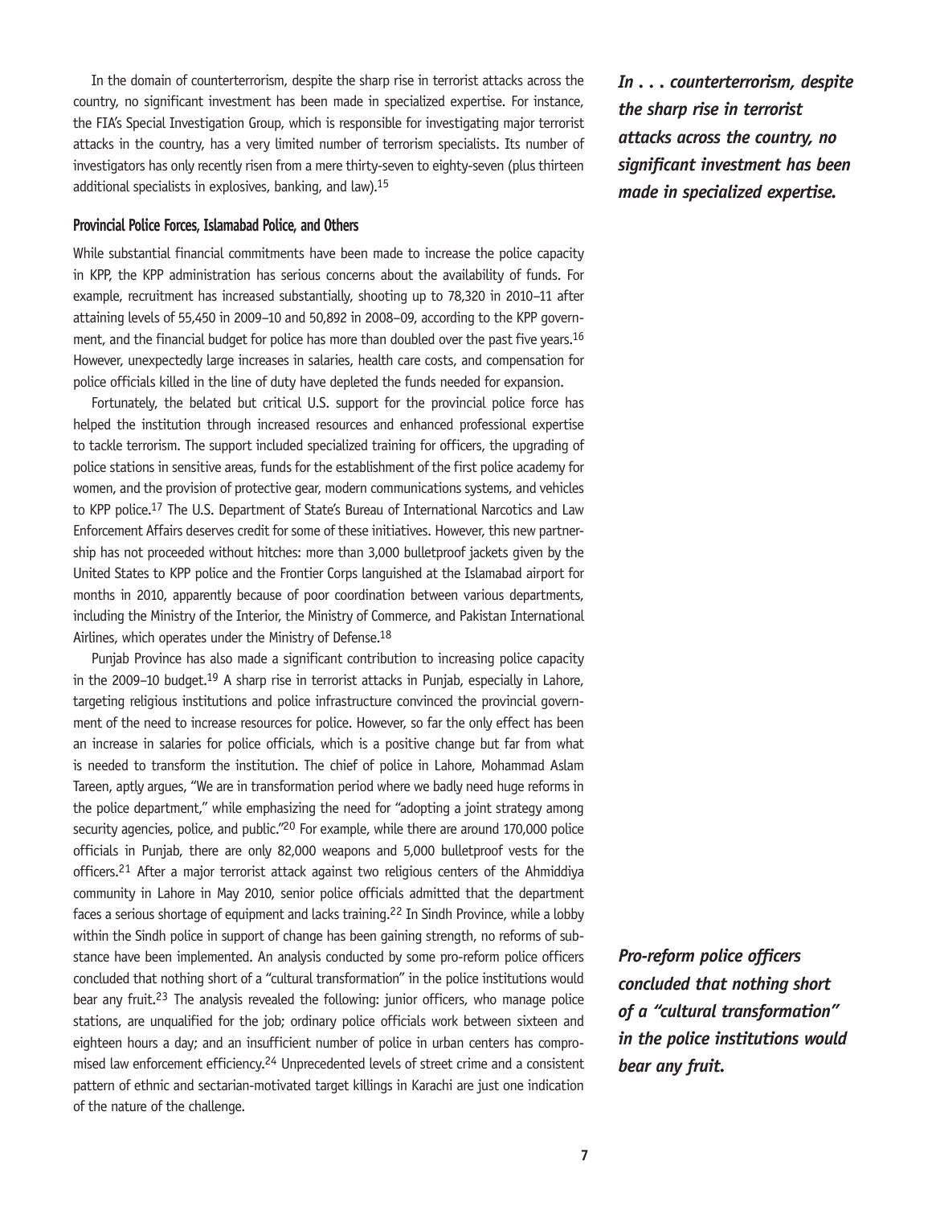In the domain of counterterrorism, despite the sharp rise in terrorist attacks across the country, no significant investment has been made in specialized expertise. For instance, the FIA's Special Investigation Group, which is responsible for investigating major terrorist attacks in the country, has a very limited number of terrorism specialists. Its number of investigators has only recently risen from a mere thirty-seven to eighty-seven (plus thirteen additional specialists in explosives, banking, and law).[15]

***In . . . counterterrorism, despite the sharp rise in terrorist attacks across the country, no significant investment has been made in specialized expertise.***

### Provincial Police Forces, Islamabad Police, and Others

While substantial financial commitments have been made to increase the police capacity in KPP, the KPP administration has serious concerns about the availability of funds. For example, recruitment has increased substantially, shooting up to 78,320 in 2010–11 after attaining levels of 55,450 in 2009–10 and 50,892 in 2008–09, according to the KPP government, and the financial budget for police has more than doubled over the past five years.[16] However, unexpectedly large increases in salaries, health care costs, and compensation for police officials killed in the line of duty have depleted the funds needed for expansion.

Fortunately, the belated but critical U.S. support for the provincial police force has helped the institution through increased resources and enhanced professional expertise to tackle terrorism. The support included specialized training for officers, the upgrading of police stations in sensitive areas, funds for the establishment of the first police academy for women, and the provision of protective gear, modern communications systems, and vehicles to KPP police.[17] The U.S. Department of State's Bureau of International Narcotics and Law Enforcement Affairs deserves credit for some of these initiatives. However, this new partnership has not proceeded without hitches: more than 3,000 bulletproof jackets given by the United States to KPP police and the Frontier Corps languished at the Islamabad airport for months in 2010, apparently because of poor coordination between various departments, including the Ministry of the Interior, the Ministry of Commerce, and Pakistan International Airlines, which operates under the Ministry of Defense.[18]

Punjab Province has also made a significant contribution to increasing police capacity in the 2009–10 budget.[19] A sharp rise in terrorist attacks in Punjab, especially in Lahore, targeting religious institutions and police infrastructure convinced the provincial government of the need to increase resources for police. However, so far the only effect has been an increase in salaries for police officials, which is a positive change but far from what is needed to transform the institution. The chief of police in Lahore, Mohammad Aslam Tareen, aptly argues, "We are in transformation period where we badly need huge reforms in the police department," while emphasizing the need for "adopting a joint strategy among security agencies, police, and public."[20] For example, while there are around 170,000 police officials in Punjab, there are only 82,000 weapons and 5,000 bulletproof vests for the officers.[21] After a major terrorist attack against two religious centers of the Ahmiddiya community in Lahore in May 2010, senior police officials admitted that the department faces a serious shortage of equipment and lacks training.[22] In Sindh Province, while a lobby within the Sindh police in support of change has been gaining strength, no reforms of substance have been implemented. An analysis conducted by some pro-reform police officers concluded that nothing short of a "cultural transformation" in the police institutions would bear any fruit.[23] The analysis revealed the following: junior officers, who manage police stations, are unqualified for the job; ordinary police officials work between sixteen and eighteen hours a day; and an insufficient number of police in urban centers has compromised law enforcement efficiency.[24] Unprecedented levels of street crime and a consistent pattern of ethnic and sectarian-motivated target killings in Karachi are just one indication of the nature of the challenge.

***Pro-reform police officers concluded that nothing short of a "cultural transformation" in the police institutions would bear any fruit.***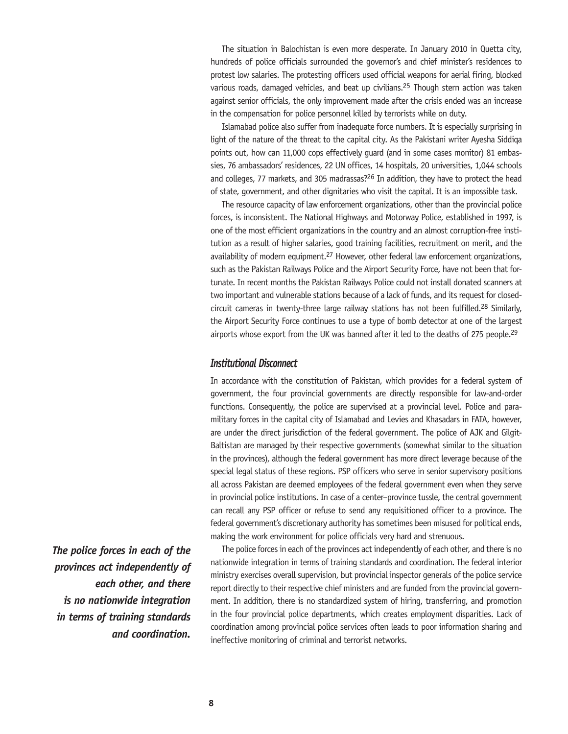The situation in Balochistan is even more desperate. In January 2010 in Quetta city, hundreds of police officials surrounded the governor's and chief minister's residences to protest low salaries. The protesting officers used official weapons for aerial firing, blocked various roads, damaged vehicles, and beat up civilians.[25] Though stern action was taken against senior officials, the only improvement made after the crisis ended was an increase in the compensation for police personnel killed by terrorists while on duty.

Islamabad police also suffer from inadequate force numbers. It is especially surprising in light of the nature of the threat to the capital city. As the Pakistani writer Ayesha Siddiqa points out, how can 11,000 cops effectively guard (and in some cases monitor) 81 embassies, 76 ambassadors' residences, 22 UN offices, 14 hospitals, 20 universities, 1,044 schools and colleges, 77 markets, and 305 madrassas?[26] In addition, they have to protect the head of state, government, and other dignitaries who visit the capital. It is an impossible task.

The resource capacity of law enforcement organizations, other than the provincial police forces, is inconsistent. The National Highways and Motorway Police, established in 1997, is one of the most efficient organizations in the country and an almost corruption-free institution as a result of higher salaries, good training facilities, recruitment on merit, and the availability of modern equipment.[27] However, other federal law enforcement organizations, such as the Pakistan Railways Police and the Airport Security Force, have not been that fortunate. In recent months the Pakistan Railways Police could not install donated scanners at two important and vulnerable stations because of a lack of funds, and its request for closed-circuit cameras in twenty-three large railway stations has not been fulfilled.[28] Similarly, the Airport Security Force continues to use a type of bomb detector at one of the largest airports whose export from the UK was banned after it led to the deaths of 275 people.[29]

### *Institutional Disconnect*

In accordance with the constitution of Pakistan, which provides for a federal system of government, the four provincial governments are directly responsible for law-and-order functions. Consequently, the police are supervised at a provincial level. Police and paramilitary forces in the capital city of Islamabad and Levies and Khasadars in FATA, however, are under the direct jurisdiction of the federal government. The police of AJK and Gilgit-Baltistan are managed by their respective governments (somewhat similar to the situation in the provinces), although the federal government has more direct leverage because of the special legal status of these regions. PSP officers who serve in senior supervisory positions all across Pakistan are deemed employees of the federal government even when they serve in provincial police institutions. In case of a center–province tussle, the central government can recall any PSP officer or refuse to send any requisitioned officer to a province. The federal government's discretionary authority has sometimes been misused for political ends, making the work environment for police officials very hard and strenuous.

***The police forces in each of the provinces act independently of each other, and there is no nationwide integration in terms of training standards and coordination.***

The police forces in each of the provinces act independently of each other, and there is no nationwide integration in terms of training standards and coordination. The federal interior ministry exercises overall supervision, but provincial inspector generals of the police service report directly to their respective chief ministers and are funded from the provincial government. In addition, there is no standardized system of hiring, transferring, and promotion in the four provincial police departments, which creates employment disparities. Lack of coordination among provincial police services often leads to poor information sharing and ineffective monitoring of criminal and terrorist networks.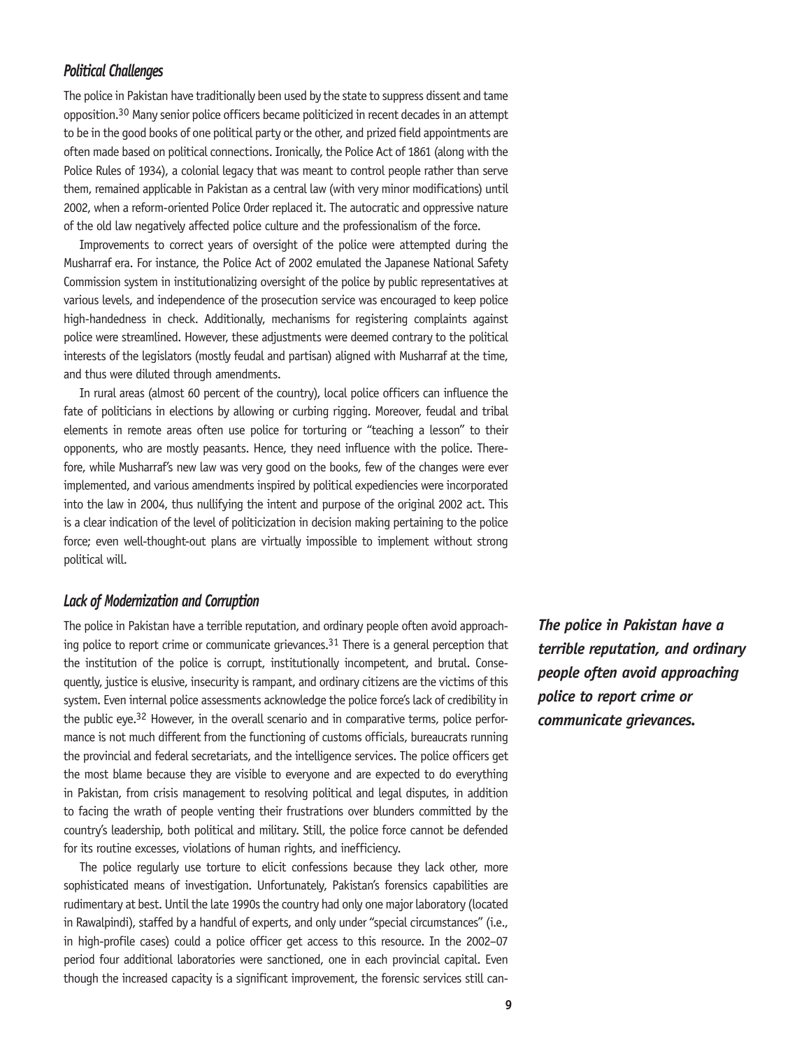### *Political Challenges*

The police in Pakistan have traditionally been used by the state to suppress dissent and tame opposition.[30] Many senior police officers became politicized in recent decades in an attempt to be in the good books of one political party or the other, and prized field appointments are often made based on political connections. Ironically, the Police Act of 1861 (along with the Police Rules of 1934), a colonial legacy that was meant to control people rather than serve them, remained applicable in Pakistan as a central law (with very minor modifications) until 2002, when a reform-oriented Police Order replaced it. The autocratic and oppressive nature of the old law negatively affected police culture and the professionalism of the force.

Improvements to correct years of oversight of the police were attempted during the Musharraf era. For instance, the Police Act of 2002 emulated the Japanese National Safety Commission system in institutionalizing oversight of the police by public representatives at various levels, and independence of the prosecution service was encouraged to keep police high-handedness in check. Additionally, mechanisms for registering complaints against police were streamlined. However, these adjustments were deemed contrary to the political interests of the legislators (mostly feudal and partisan) aligned with Musharraf at the time, and thus were diluted through amendments.

In rural areas (almost 60 percent of the country), local police officers can influence the fate of politicians in elections by allowing or curbing rigging. Moreover, feudal and tribal elements in remote areas often use police for torturing or "teaching a lesson" to their opponents, who are mostly peasants. Hence, they need influence with the police. Therefore, while Musharraf's new law was very good on the books, few of the changes were ever implemented, and various amendments inspired by political expediencies were incorporated into the law in 2004, thus nullifying the intent and purpose of the original 2002 act. This is a clear indication of the level of politicization in decision making pertaining to the police force; even well-thought-out plans are virtually impossible to implement without strong political will.

### *Lack of Modernization and Corruption*

The police in Pakistan have a terrible reputation, and ordinary people often avoid approaching police to report crime or communicate grievances.[31] There is a general perception that the institution of the police is corrupt, institutionally incompetent, and brutal. Consequently, justice is elusive, insecurity is rampant, and ordinary citizens are the victims of this system. Even internal police assessments acknowledge the police force's lack of credibility in the public eye.[32] However, in the overall scenario and in comparative terms, police performance is not much different from the functioning of customs officials, bureaucrats running the provincial and federal secretariats, and the intelligence services. The police officers get the most blame because they are visible to everyone and are expected to do everything in Pakistan, from crisis management to resolving political and legal disputes, in addition to facing the wrath of people venting their frustrations over blunders committed by the country's leadership, both political and military. Still, the police force cannot be defended for its routine excesses, violations of human rights, and inefficiency.

***The police in Pakistan have a terrible reputation, and ordinary people often avoid approaching police to report crime or communicate grievances.***

The police regularly use torture to elicit confessions because they lack other, more sophisticated means of investigation. Unfortunately, Pakistan's forensics capabilities are rudimentary at best. Until the late 1990s the country had only one major laboratory (located in Rawalpindi), staffed by a handful of experts, and only under "special circumstances" (i.e., in high-profile cases) could a police officer get access to this resource. In the 2002–07 period four additional laboratories were sanctioned, one in each provincial capital. Even though the increased capacity is a significant improvement, the forensic services still can-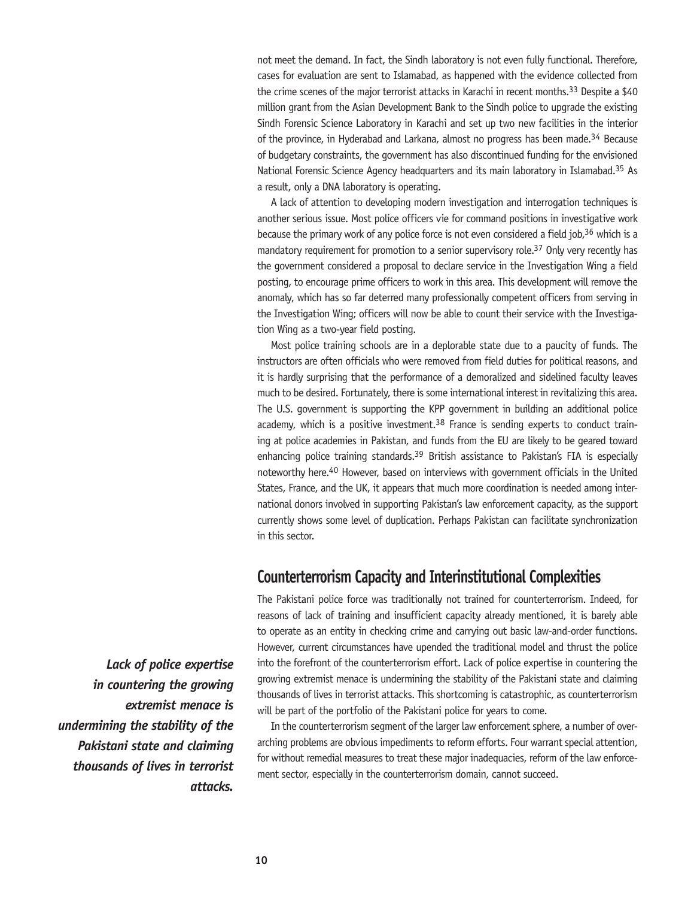not meet the demand. In fact, the Sindh laboratory is not even fully functional. Therefore, cases for evaluation are sent to Islamabad, as happened with the evidence collected from the crime scenes of the major terrorist attacks in Karachi in recent months.[33] Despite a $40 million grant from the Asian Development Bank to the Sindh police to upgrade the existing Sindh Forensic Science Laboratory in Karachi and set up two new facilities in the interior of the province, in Hyderabad and Larkana, almost no progress has been made.[34] Because of budgetary constraints, the government has also discontinued funding for the envisioned National Forensic Science Agency headquarters and its main laboratory in Islamabad.[35] As a result, only a DNA laboratory is operating.

A lack of attention to developing modern investigation and interrogation techniques is another serious issue. Most police officers vie for command positions in investigative work because the primary work of any police force is not even considered a field job,[36] which is a mandatory requirement for promotion to a senior supervisory role.[37] Only very recently has the government considered a proposal to declare service in the Investigation Wing a field posting, to encourage prime officers to work in this area. This development will remove the anomaly, which has so far deterred many professionally competent officers from serving in the Investigation Wing; officers will now be able to count their service with the Investigation Wing as a two-year field posting.

Most police training schools are in a deplorable state due to a paucity of funds. The instructors are often officials who were removed from field duties for political reasons, and it is hardly surprising that the performance of a demoralized and sidelined faculty leaves much to be desired. Fortunately, there is some international interest in revitalizing this area. The U.S. government is supporting the KPP government in building an additional police academy, which is a positive investment.[38] France is sending experts to conduct training at police academies in Pakistan, and funds from the EU are likely to be geared toward enhancing police training standards.[39] British assistance to Pakistan's FIA is especially noteworthy here.[40] However, based on interviews with government officials in the United States, France, and the UK, it appears that much more coordination is needed among international donors involved in supporting Pakistan's law enforcement capacity, as the support currently shows some level of duplication. Perhaps Pakistan can facilitate synchronization in this sector.

## Counterterrorism Capacity and Interinstitutional Complexities

The Pakistani police force was traditionally not trained for counterterrorism. Indeed, for reasons of lack of training and insufficient capacity already mentioned, it is barely able to operate as an entity in checking crime and carrying out basic law-and-order functions. However, current circumstances have upended the traditional model and thrust the police into the forefront of the counterterrorism effort. Lack of police expertise in countering the growing extremist menace is undermining the stability of the Pakistani state and claiming thousands of lives in terrorist attacks. This shortcoming is catastrophic, as counterterrorism will be part of the portfolio of the Pakistani police for years to come.

***Lack of police expertise in countering the growing extremist menace is undermining the stability of the Pakistani state and claiming thousands of lives in terrorist attacks.***

In the counterterrorism segment of the larger law enforcement sphere, a number of overarching problems are obvious impediments to reform efforts. Four warrant special attention, for without remedial measures to treat these major inadequacies, reform of the law enforcement sector, especially in the counterterrorism domain, cannot succeed.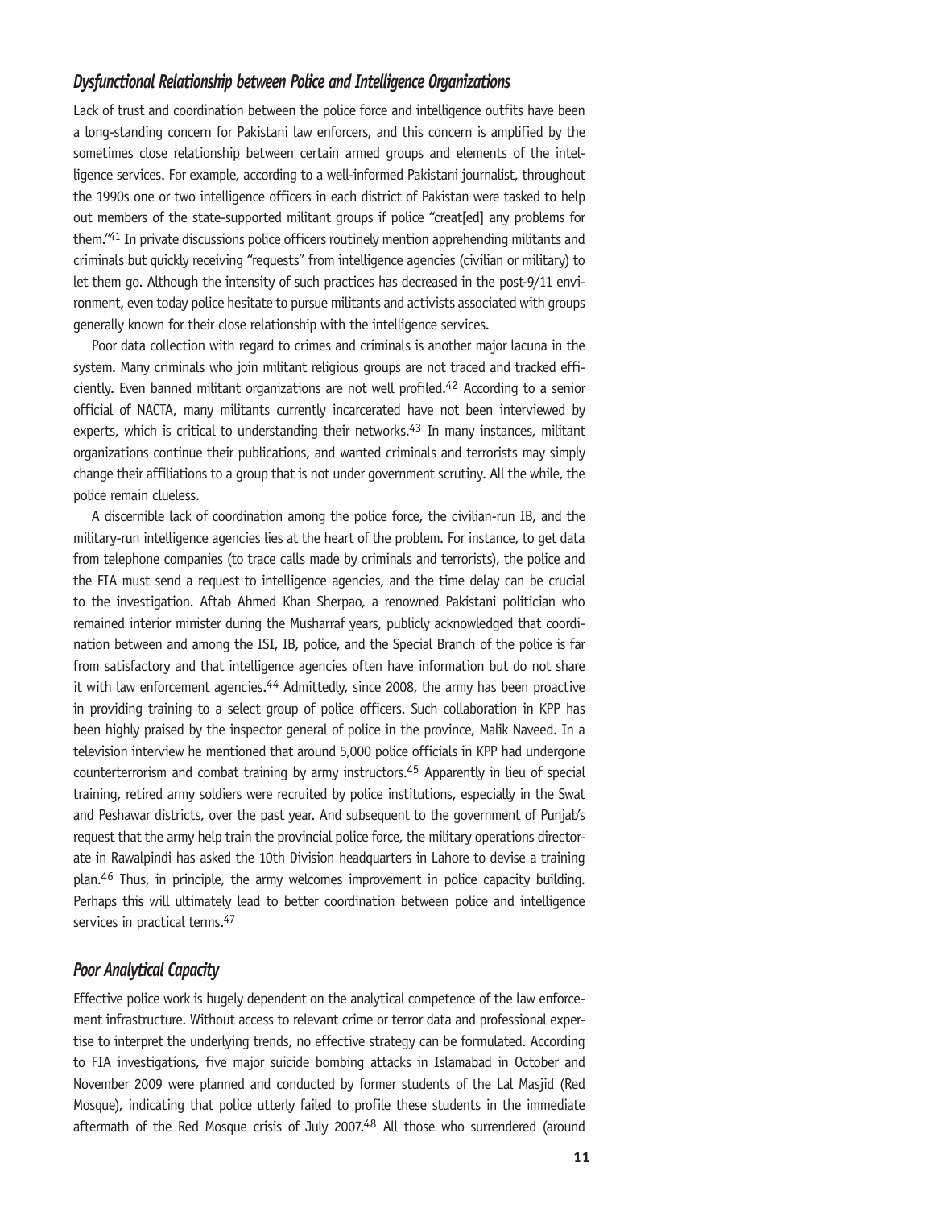### *Dysfunctional Relationship between Police and Intelligence Organizations*

Lack of trust and coordination between the police force and intelligence outfits have been a long-standing concern for Pakistani law enforcers, and this concern is amplified by the sometimes close relationship between certain armed groups and elements of the intelligence services. For example, according to a well-informed Pakistani journalist, throughout the 1990s one or two intelligence officers in each district of Pakistan were tasked to help out members of the state-supported militant groups if police "creat[ed] any problems for them."[41] In private discussions police officers routinely mention apprehending militants and criminals but quickly receiving "requests" from intelligence agencies (civilian or military) to let them go. Although the intensity of such practices has decreased in the post-9/11 environment, even today police hesitate to pursue militants and activists associated with groups generally known for their close relationship with the intelligence services.

Poor data collection with regard to crimes and criminals is another major lacuna in the system. Many criminals who join militant religious groups are not traced and tracked efficiently. Even banned militant organizations are not well profiled.[42] According to a senior official of NACTA, many militants currently incarcerated have not been interviewed by experts, which is critical to understanding their networks.[43] In many instances, militant organizations continue their publications, and wanted criminals and terrorists may simply change their affiliations to a group that is not under government scrutiny. All the while, the police remain clueless.

A discernible lack of coordination among the police force, the civilian-run IB, and the military-run intelligence agencies lies at the heart of the problem. For instance, to get data from telephone companies (to trace calls made by criminals and terrorists), the police and the FIA must send a request to intelligence agencies, and the time delay can be crucial to the investigation. Aftab Ahmed Khan Sherpao, a renowned Pakistani politician who remained interior minister during the Musharraf years, publicly acknowledged that coordination between and among the ISI, IB, police, and the Special Branch of the police is far from satisfactory and that intelligence agencies often have information but do not share it with law enforcement agencies.[44] Admittedly, since 2008, the army has been proactive in providing training to a select group of police officers. Such collaboration in KPP has been highly praised by the inspector general of police in the province, Malik Naveed. In a television interview he mentioned that around 5,000 police officials in KPP had undergone counterterrorism and combat training by army instructors.[45] Apparently in lieu of special training, retired army soldiers were recruited by police institutions, especially in the Swat and Peshawar districts, over the past year. And subsequent to the government of Punjab's request that the army help train the provincial police force, the military operations directorate in Rawalpindi has asked the 10th Division headquarters in Lahore to devise a training plan.[46] Thus, in principle, the army welcomes improvement in police capacity building. Perhaps this will ultimately lead to better coordination between police and intelligence services in practical terms.[47]

### *Poor Analytical Capacity*

Effective police work is hugely dependent on the analytical competence of the law enforcement infrastructure. Without access to relevant crime or terror data and professional expertise to interpret the underlying trends, no effective strategy can be formulated. According to FIA investigations, five major suicide bombing attacks in Islamabad in October and November 2009 were planned and conducted by former students of the Lal Masjid (Red Mosque), indicating that police utterly failed to profile these students in the immediate aftermath of the Red Mosque crisis of July 2007.[48] All those who surrendered (around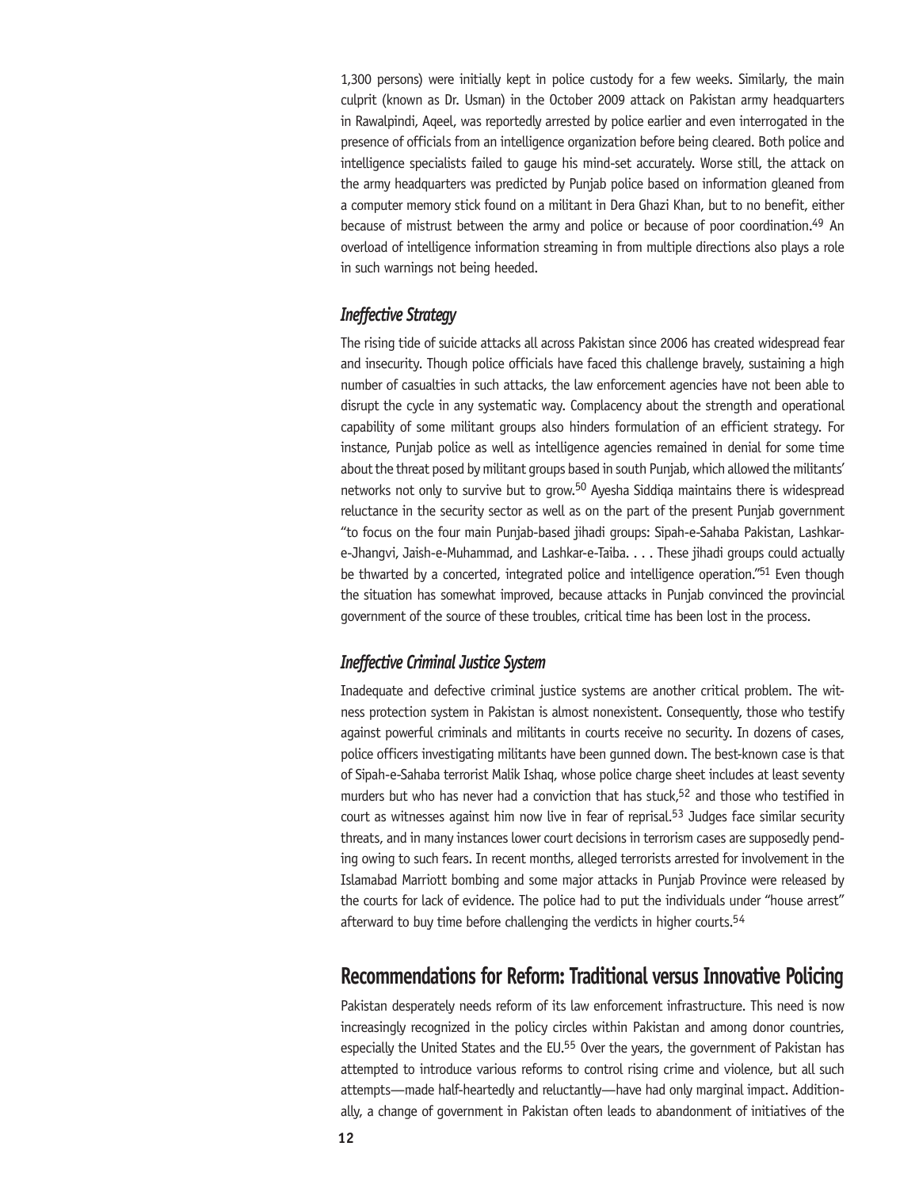1,300 persons) were initially kept in police custody for a few weeks. Similarly, the main culprit (known as Dr. Usman) in the October 2009 attack on Pakistan army headquarters in Rawalpindi, Aqeel, was reportedly arrested by police earlier and even interrogated in the presence of officials from an intelligence organization before being cleared. Both police and intelligence specialists failed to gauge his mind-set accurately. Worse still, the attack on the army headquarters was predicted by Punjab police based on information gleaned from a computer memory stick found on a militant in Dera Ghazi Khan, but to no benefit, either because of mistrust between the army and police or because of poor coordination.[49] An overload of intelligence information streaming in from multiple directions also plays a role in such warnings not being heeded.

### *Ineffective Strategy*

The rising tide of suicide attacks all across Pakistan since 2006 has created widespread fear and insecurity. Though police officials have faced this challenge bravely, sustaining a high number of casualties in such attacks, the law enforcement agencies have not been able to disrupt the cycle in any systematic way. Complacency about the strength and operational capability of some militant groups also hinders formulation of an efficient strategy. For instance, Punjab police as well as intelligence agencies remained in denial for some time about the threat posed by militant groups based in south Punjab, which allowed the militants' networks not only to survive but to grow.[50] Ayesha Siddiqa maintains there is widespread reluctance in the security sector as well as on the part of the present Punjab government "to focus on the four main Punjab-based jihadi groups: Sipah-e-Sahaba Pakistan, Lashkar-e-Jhangvi, Jaish-e-Muhammad, and Lashkar-e-Taiba. . . . These jihadi groups could actually be thwarted by a concerted, integrated police and intelligence operation."[51] Even though the situation has somewhat improved, because attacks in Punjab convinced the provincial government of the source of these troubles, critical time has been lost in the process.

### *Ineffective Criminal Justice System*

Inadequate and defective criminal justice systems are another critical problem. The witness protection system in Pakistan is almost nonexistent. Consequently, those who testify against powerful criminals and militants in courts receive no security. In dozens of cases, police officers investigating militants have been gunned down. The best-known case is that of Sipah-e-Sahaba terrorist Malik Ishaq, whose police charge sheet includes at least seventy murders but who has never had a conviction that has stuck,[52] and those who testified in court as witnesses against him now live in fear of reprisal.[53] Judges face similar security threats, and in many instances lower court decisions in terrorism cases are supposedly pending owing to such fears. In recent months, alleged terrorists arrested for involvement in the Islamabad Marriott bombing and some major attacks in Punjab Province were released by the courts for lack of evidence. The police had to put the individuals under "house arrest" afterward to buy time before challenging the verdicts in higher courts.[54]

## Recommendations for Reform: Traditional versus Innovative Policing

Pakistan desperately needs reform of its law enforcement infrastructure. This need is now increasingly recognized in the policy circles within Pakistan and among donor countries, especially the United States and the EU.[55] Over the years, the government of Pakistan has attempted to introduce various reforms to control rising crime and violence, but all such attempts—made half-heartedly and reluctantly—have had only marginal impact. Additionally, a change of government in Pakistan often leads to abandonment of initiatives of the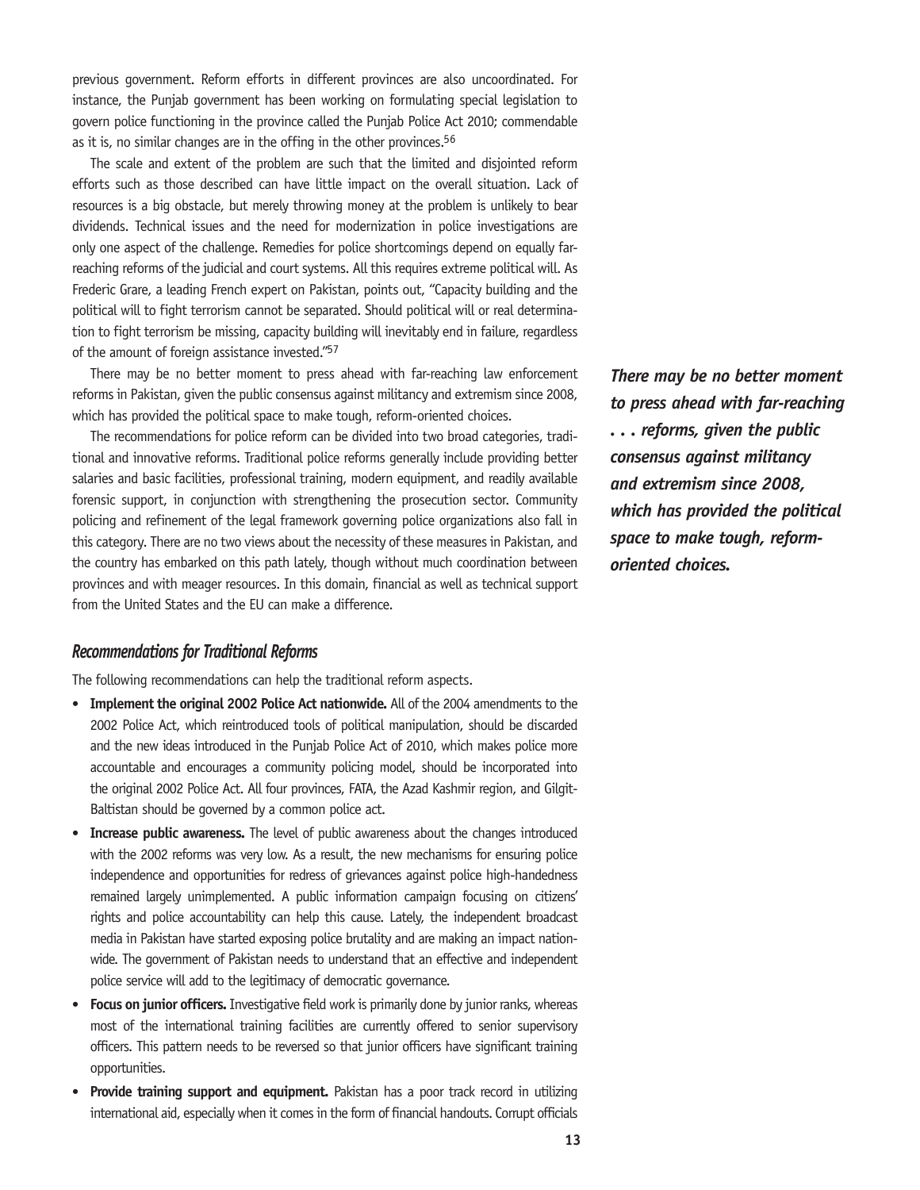previous government. Reform efforts in different provinces are also uncoordinated. For instance, the Punjab government has been working on formulating special legislation to govern police functioning in the province called the Punjab Police Act 2010; commendable as it is, no similar changes are in the offing in the other provinces.[56]

The scale and extent of the problem are such that the limited and disjointed reform efforts such as those described can have little impact on the overall situation. Lack of resources is a big obstacle, but merely throwing money at the problem is unlikely to bear dividends. Technical issues and the need for modernization in police investigations are only one aspect of the challenge. Remedies for police shortcomings depend on equally far-reaching reforms of the judicial and court systems. All this requires extreme political will. As Frederic Grare, a leading French expert on Pakistan, points out, "Capacity building and the political will to fight terrorism cannot be separated. Should political will or real determination to fight terrorism be missing, capacity building will inevitably end in failure, regardless of the amount of foreign assistance invested."[57]

There may be no better moment to press ahead with far-reaching law enforcement reforms in Pakistan, given the public consensus against militancy and extremism since 2008, which has provided the political space to make tough, reform-oriented choices.

***There may be no better moment to press ahead with far-reaching . . . reforms, given the public consensus against militancy and extremism since 2008, which has provided the political space to make tough, reform-oriented choices.***

The recommendations for police reform can be divided into two broad categories, traditional and innovative reforms. Traditional police reforms generally include providing better salaries and basic facilities, professional training, modern equipment, and readily available forensic support, in conjunction with strengthening the prosecution sector. Community policing and refinement of the legal framework governing police organizations also fall in this category. There are no two views about the necessity of these measures in Pakistan, and the country has embarked on this path lately, though without much coordination between provinces and with meager resources. In this domain, financial as well as technical support from the United States and the EU can make a difference.

### *Recommendations for Traditional Reforms*

The following recommendations can help the traditional reform aspects.

- **Implement the original 2002 Police Act nationwide.** All of the 2004 amendments to the 2002 Police Act, which reintroduced tools of political manipulation, should be discarded and the new ideas introduced in the Punjab Police Act of 2010, which makes police more accountable and encourages a community policing model, should be incorporated into the original 2002 Police Act. All four provinces, FATA, the Azad Kashmir region, and Gilgit-Baltistan should be governed by a common police act.
- **Increase public awareness.** The level of public awareness about the changes introduced with the 2002 reforms was very low. As a result, the new mechanisms for ensuring police independence and opportunities for redress of grievances against police high-handedness remained largely unimplemented. A public information campaign focusing on citizens' rights and police accountability can help this cause. Lately, the independent broadcast media in Pakistan have started exposing police brutality and are making an impact nationwide. The government of Pakistan needs to understand that an effective and independent police service will add to the legitimacy of democratic governance.
- **Focus on junior officers.** Investigative field work is primarily done by junior ranks, whereas most of the international training facilities are currently offered to senior supervisory officers. This pattern needs to be reversed so that junior officers have significant training opportunities.
- **Provide training support and equipment.** Pakistan has a poor track record in utilizing international aid, especially when it comes in the form of financial handouts. Corrupt officials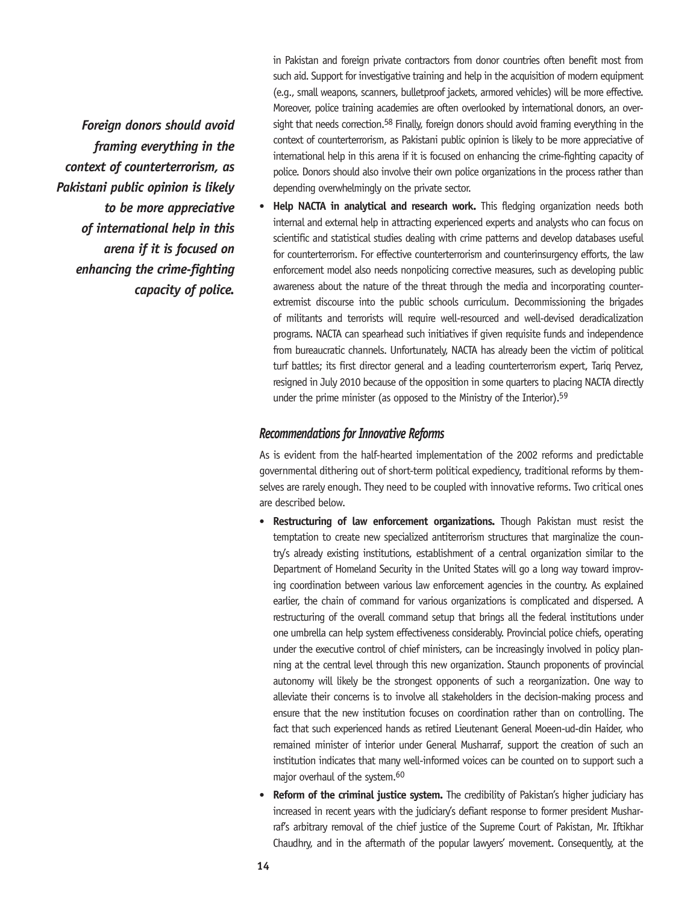*Foreign donors should avoid framing everything in the context of counterterrorism, as Pakistani public opinion is likely to be more appreciative of international help in this arena if it is focused on enhancing the crime-fighting capacity of police.*

in Pakistan and foreign private contractors from donor countries often benefit most from such aid. Support for investigative training and help in the acquisition of modern equipment (e.g., small weapons, scanners, bulletproof jackets, armored vehicles) will be more effective. Moreover, police training academies are often overlooked by international donors, an oversight that needs correction.[58] Finally, foreign donors should avoid framing everything in the context of counterterrorism, as Pakistani public opinion is likely to be more appreciative of international help in this arena if it is focused on enhancing the crime-fighting capacity of police. Donors should also involve their own police organizations in the process rather than depending overwhelmingly on the private sector.

- **Help NACTA in analytical and research work.** This fledging organization needs both internal and external help in attracting experienced experts and analysts who can focus on scientific and statistical studies dealing with crime patterns and develop databases useful for counterterrorism. For effective counterterrorism and counterinsurgency efforts, the law enforcement model also needs nonpolicing corrective measures, such as developing public awareness about the nature of the threat through the media and incorporating counter-extremist discourse into the public schools curriculum. Decommissioning the brigades of militants and terrorists will require well-resourced and well-devised deradicalization programs. NACTA can spearhead such initiatives if given requisite funds and independence from bureaucratic channels. Unfortunately, NACTA has already been the victim of political turf battles; its first director general and a leading counterterrorism expert, Tariq Pervez, resigned in July 2010 because of the opposition in some quarters to placing NACTA directly under the prime minister (as opposed to the Ministry of the Interior).[59]

### *Recommendations for Innovative Reforms*

As is evident from the half-hearted implementation of the 2002 reforms and predictable governmental dithering out of short-term political expediency, traditional reforms by themselves are rarely enough. They need to be coupled with innovative reforms. Two critical ones are described below.

- **Restructuring of law enforcement organizations.** Though Pakistan must resist the temptation to create new specialized antiterrorism structures that marginalize the country's already existing institutions, establishment of a central organization similar to the Department of Homeland Security in the United States will go a long way toward improving coordination between various law enforcement agencies in the country. As explained earlier, the chain of command for various organizations is complicated and dispersed. A restructuring of the overall command setup that brings all the federal institutions under one umbrella can help system effectiveness considerably. Provincial police chiefs, operating under the executive control of chief ministers, can be increasingly involved in policy planning at the central level through this new organization. Staunch proponents of provincial autonomy will likely be the strongest opponents of such a reorganization. One way to alleviate their concerns is to involve all stakeholders in the decision-making process and ensure that the new institution focuses on coordination rather than on controlling. The fact that such experienced hands as retired Lieutenant General Moeen-ud-din Haider, who remained minister of interior under General Musharraf, support the creation of such an institution indicates that many well-informed voices can be counted on to support such a major overhaul of the system.[60]
- **Reform of the criminal justice system.** The credibility of Pakistan's higher judiciary has increased in recent years with the judiciary's defiant response to former president Musharraf's arbitrary removal of the chief justice of the Supreme Court of Pakistan, Mr. Iftikhar Chaudhry, and in the aftermath of the popular lawyers' movement. Consequently, at the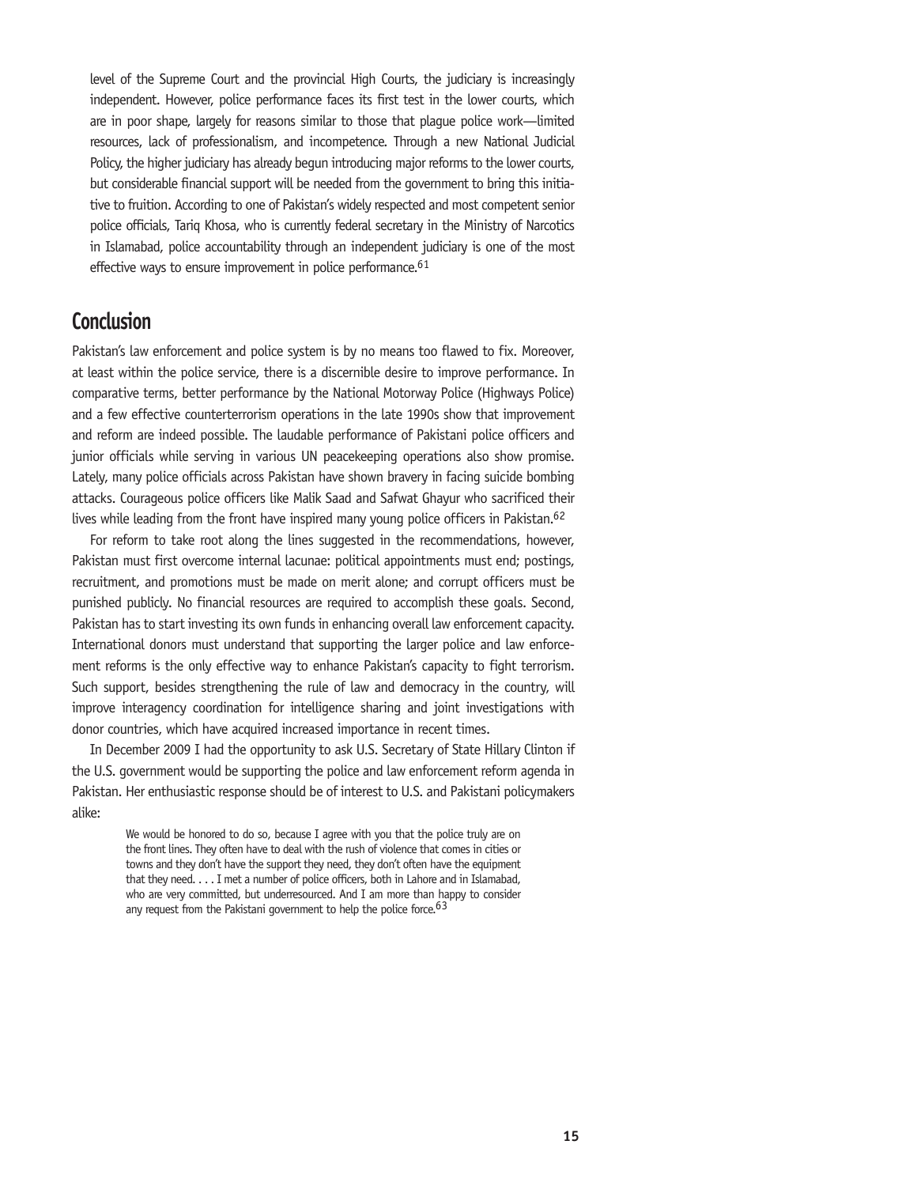level of the Supreme Court and the provincial High Courts, the judiciary is increasingly independent. However, police performance faces its first test in the lower courts, which are in poor shape, largely for reasons similar to those that plague police work—limited resources, lack of professionalism, and incompetence. Through a new National Judicial Policy, the higher judiciary has already begun introducing major reforms to the lower courts, but considerable financial support will be needed from the government to bring this initiative to fruition. According to one of Pakistan's widely respected and most competent senior police officials, Tariq Khosa, who is currently federal secretary in the Ministry of Narcotics in Islamabad, police accountability through an independent judiciary is one of the most effective ways to ensure improvement in police performance.[61]

## Conclusion

Pakistan's law enforcement and police system is by no means too flawed to fix. Moreover, at least within the police service, there is a discernible desire to improve performance. In comparative terms, better performance by the National Motorway Police (Highways Police) and a few effective counterterrorism operations in the late 1990s show that improvement and reform are indeed possible. The laudable performance of Pakistani police officers and junior officials while serving in various UN peacekeeping operations also show promise. Lately, many police officials across Pakistan have shown bravery in facing suicide bombing attacks. Courageous police officers like Malik Saad and Safwat Ghayur who sacrificed their lives while leading from the front have inspired many young police officers in Pakistan.[62]

For reform to take root along the lines suggested in the recommendations, however, Pakistan must first overcome internal lacunae: political appointments must end; postings, recruitment, and promotions must be made on merit alone; and corrupt officers must be punished publicly. No financial resources are required to accomplish these goals. Second, Pakistan has to start investing its own funds in enhancing overall law enforcement capacity. International donors must understand that supporting the larger police and law enforcement reforms is the only effective way to enhance Pakistan's capacity to fight terrorism. Such support, besides strengthening the rule of law and democracy in the country, will improve interagency coordination for intelligence sharing and joint investigations with donor countries, which have acquired increased importance in recent times.

In December 2009 I had the opportunity to ask U.S. Secretary of State Hillary Clinton if the U.S. government would be supporting the police and law enforcement reform agenda in Pakistan. Her enthusiastic response should be of interest to U.S. and Pakistani policymakers alike:

> We would be honored to do so, because I agree with you that the police truly are on the front lines. They often have to deal with the rush of violence that comes in cities or towns and they don't have the support they need, they don't often have the equipment that they need. . . . I met a number of police officers, both in Lahore and in Islamabad, who are very committed, but underresourced. And I am more than happy to consider any request from the Pakistani government to help the police force.[63]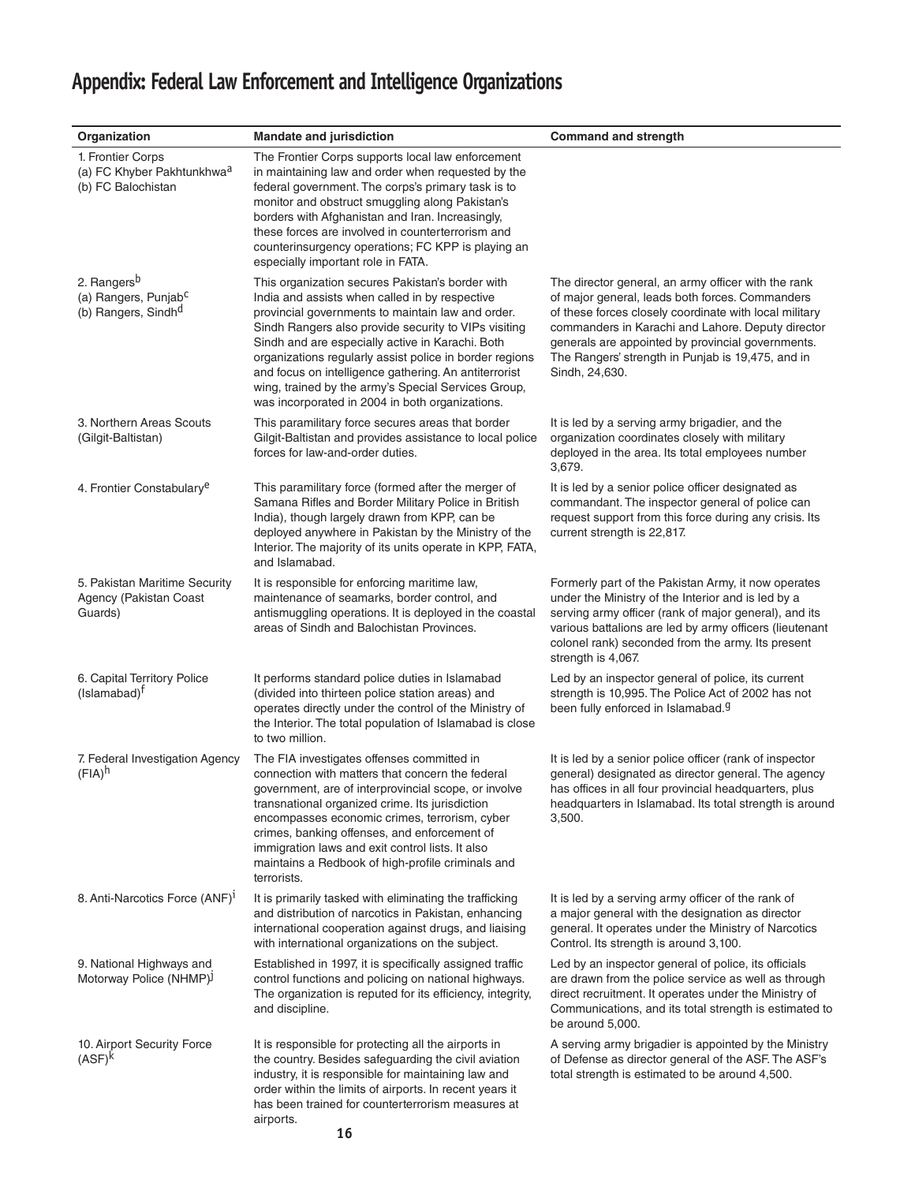# Appendix: Federal Law Enforcement and Intelligence Organizations

| Organization | Mandate and jurisdiction | Command and strength |
|---|---|---|
| 1. Frontier Corps<br>(a) FC Khyber Pakhtunkhwa[a]<br>(b) FC Balochistan | The Frontier Corps supports local law enforcement in maintaining law and order when requested by the federal government. The corps's primary task is to monitor and obstruct smuggling along Pakistan's borders with Afghanistan and Iran. Increasingly, these forces are involved in counterterrorism and counterinsurgency operations; FC KPP is playing an especially important role in FATA. | |
| 2. Rangers[b]<br>(a) Rangers, Punjab[c]<br>(b) Rangers, Sindh[d] | This organization secures Pakistan's border with India and assists when called in by respective provincial governments to maintain law and order. Sindh Rangers also provide security to VIPs visiting Sindh and are especially active in Karachi. Both organizations regularly assist police in border regions and focus on intelligence gathering. An antiterrorist wing, trained by the army's Special Services Group, was incorporated in 2004 in both organizations. | The director general, an army officer with the rank of major general, leads both forces. Commanders of these forces closely coordinate with local military commanders in Karachi and Lahore. Deputy director generals are appointed by provincial governments. The Rangers' strength in Punjab is 19,475, and in Sindh, 24,630. |
| 3. Northern Areas Scouts (Gilgit-Baltistan) | This paramilitary force secures areas that border Gilgit-Baltistan and provides assistance to local police forces for law-and-order duties. | It is led by a serving army brigadier, and the organization coordinates closely with military deployed in the area. Its total employees number 3,679. |
| 4. Frontier Constabulary[e] | This paramilitary force (formed after the merger of Samana Rifles and Border Military Police in British India), though largely drawn from KPP, can be deployed anywhere in Pakistan by the Ministry of the Interior. The majority of its units operate in KPP, FATA, and Islamabad. | It is led by a senior police officer designated as commandant. The inspector general of police can request support from this force during any crisis. Its current strength is 22,817. |
| 5. Pakistan Maritime Security Agency (Pakistan Coast Guards) | It is responsible for enforcing maritime law, maintenance of seamarks, border control, and antismuggling operations. It is deployed in the coastal areas of Sindh and Balochistan Provinces. | Formerly part of the Pakistan Army, it now operates under the Ministry of the Interior and is led by a serving army officer (rank of major general), and its various battalions are led by army officers (lieutenant colonel rank) seconded from the army. Its present strength is 4,067. |
| 6. Capital Territory Police (Islamabad)[f] | It performs standard police duties in Islamabad (divided into thirteen police station areas) and operates directly under the control of the Ministry of the Interior. The total population of Islamabad is close to two million. | Led by an inspector general of police, its current strength is 10,995. The Police Act of 2002 has not been fully enforced in Islamabad.[g] |
| 7. Federal Investigation Agency (FIA)[h] | The FIA investigates offenses committed in connection with matters that concern the federal government, are of interprovincial scope, or involve transnational organized crime. Its jurisdiction encompasses economic crimes, terrorism, cyber crimes, banking offenses, and enforcement of immigration laws and exit control lists. It also maintains a Redbook of high-profile criminals and terrorists. | It is led by a senior police officer (rank of inspector general) designated as director general. The agency has offices in all four provincial headquarters, plus headquarters in Islamabad. Its total strength is around 3,500. |
| 8. Anti-Narcotics Force (ANF)[i] | It is primarily tasked with eliminating the trafficking and distribution of narcotics in Pakistan, enhancing international cooperation against drugs, and liaising with international organizations on the subject. | It is led by a serving army officer of the rank of a major general with the designation as director general. It operates under the Ministry of Narcotics Control. Its strength is around 3,100. |
| 9. National Highways and Motorway Police (NHMP)[j] | Established in 1997, it is specifically assigned traffic control functions and policing on national highways. The organization is reputed for its efficiency, integrity, and discipline. | Led by an inspector general of police, its officials are drawn from the police service as well as through direct recruitment. It operates under the Ministry of Communications, and its total strength is estimated to be around 5,000. |
| 10. Airport Security Force (ASF)[k] | It is responsible for protecting all the airports in the country. Besides safeguarding the civil aviation industry, it is responsible for maintaining law and order within the limits of airports. In recent years it has been trained for counterterrorism measures at airports. | A serving army brigadier is appointed by the Ministry of Defense as director general of the ASF. The ASF's total strength is estimated to be around 4,500. |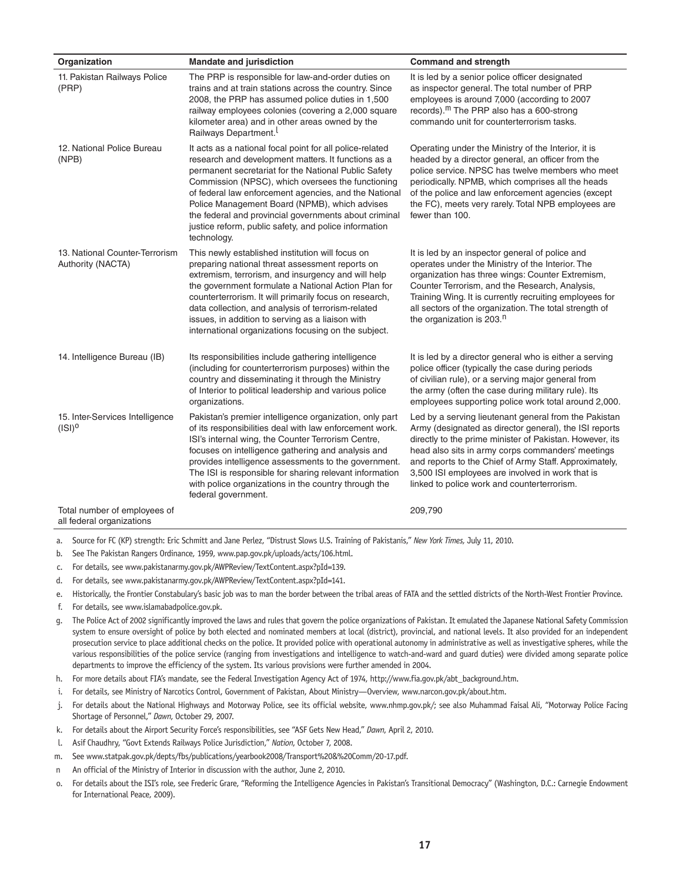| Organization | Mandate and jurisdiction | Command and strength |
|---|---|---|
| 11. Pakistan Railways Police (PRP) | The PRP is responsible for law-and-order duties on trains and at train stations across the country. Since 2008, the PRP has assumed police duties in 1,500 railway employees colonies (covering a 2,000 square kilometer area) and in other areas owned by the Railways Department.[l] | It is led by a senior police officer designated as inspector general. The total number of PRP employees is around 7,000 (according to 2007 records).[m] The PRP also has a 600-strong commando unit for counterterrorism tasks. |
| 12. National Police Bureau (NPB) | It acts as a national focal point for all police-related research and development matters. It functions as a permanent secretariat for the National Public Safety Commission (NPSC), which oversees the functioning of federal law enforcement agencies, and the National Police Management Board (NPMB), which advises the federal and provincial governments about criminal justice reform, public safety, and police information technology. | Operating under the Ministry of the Interior, it is headed by a director general, an officer from the police service. NPSC has twelve members who meet periodically. NPMB, which comprises all the heads of the police and law enforcement agencies (except the FC), meets very rarely. Total NPB employees are fewer than 100. |
| 13. National Counter-Terrorism Authority (NACTA) | This newly established institution will focus on preparing national threat assessment reports on extremism, terrorism, and insurgency and will help the government formulate a National Action Plan for counterterrorism. It will primarily focus on research, data collection, and analysis of terrorism-related issues, in addition to serving as a liaison with international organizations focusing on the subject. | It is led by an inspector general of police and operates under the Ministry of the Interior. The organization has three wings: Counter Extremism, Counter Terrorism, and the Research, Analysis, Training Wing. It is currently recruiting employees for all sectors of the organization. The total strength of the organization is 203.[n] |
| 14. Intelligence Bureau (IB) | Its responsibilities include gathering intelligence (including for counterterrorism purposes) within the country and disseminating it through the Ministry of Interior to political leadership and various police organizations. | It is led by a director general who is either a serving police officer (typically the case during periods of civilian rule), or a serving major general from the army (often the case during military rule). Its employees supporting police work total around 2,000. |
| 15. Inter-Services Intelligence (ISI)[o] | Pakistan's premier intelligence organization, only part of its responsibilities deal with law enforcement work. ISI's internal wing, the Counter Terrorism Centre, focuses on intelligence gathering and analysis and provides intelligence assessments to the government. The ISI is responsible for sharing relevant information with police organizations in the country through the federal government. | Led by a serving lieutenant general from the Pakistan Army (designated as director general), the ISI reports directly to the prime minister of Pakistan. However, its head also sits in army corps commanders' meetings and reports to the Chief of Army Staff. Approximately, 3,500 ISI employees are involved in work that is linked to police work and counterterrorism. |
| Total number of employees of all federal organizations | | 209,790 |

a. Source for FC (KP) strength: Eric Schmitt and Jane Perlez, "Distrust Slows U.S. Training of Pakistanis," *New York Times*, July 11, 2010.

b. See The Pakistan Rangers Ordinance, 1959, www.pap.gov.pk/uploads/acts/106.html.

c. For details, see www.pakistanarmy.gov.pk/AWPReview/TextContent.aspx?pId=139.

d. For details, see www.pakistanarmy.gov.pk/AWPReview/TextContent.aspx?pId=141.

e. Historically, the Frontier Constabulary's basic job was to man the border between the tribal areas of FATA and the settled districts of the North-West Frontier Province.

f. For details, see www.islamabadpolice.gov.pk.

g. The Police Act of 2002 significantly improved the laws and rules that govern the police organizations of Pakistan. It emulated the Japanese National Safety Commission system to ensure oversight of police by both elected and nominated members at local (district), provincial, and national levels. It also provided for an independent prosecution service to place additional checks on the police. It provided police with operational autonomy in administrative as well as investigative spheres, while the various responsibilities of the police service (ranging from investigations and intelligence to watch-and-ward and guard duties) were divided among separate police departments to improve the efficiency of the system. Its various provisions were further amended in 2004.

h. For more details about FIA's mandate, see the Federal Investigation Agency Act of 1974, http://www.fia.gov.pk/abt_background.htm.

i. For details, see Ministry of Narcotics Control, Government of Pakistan, About Ministry—Overview, www.narcon.gov.pk/about.htm.

j. For details about the National Highways and Motorway Police, see its official website, www.nhmp.gov.pk/; see also Muhammad Faisal Ali, "Motorway Police Facing Shortage of Personnel," *Dawn*, October 29, 2007.

k. For details about the Airport Security Force's responsibilities, see "ASF Gets New Head," *Dawn*, April 2, 2010.

l. Asif Chaudhry, "Govt Extends Railways Police Jurisdiction," *Nation*, October 7, 2008.

m. See www.statpak.gov.pk/depts/fbs/publications/yearbook2008/Transport%20&%20Comm/20-17.pdf.

n An official of the Ministry of Interior in discussion with the author, June 2, 2010.

o. For details about the ISI's role, see Frederic Grare, "Reforming the Intelligence Agencies in Pakistan's Transitional Democracy" (Washington, D.C.: Carnegie Endowment for International Peace, 2009).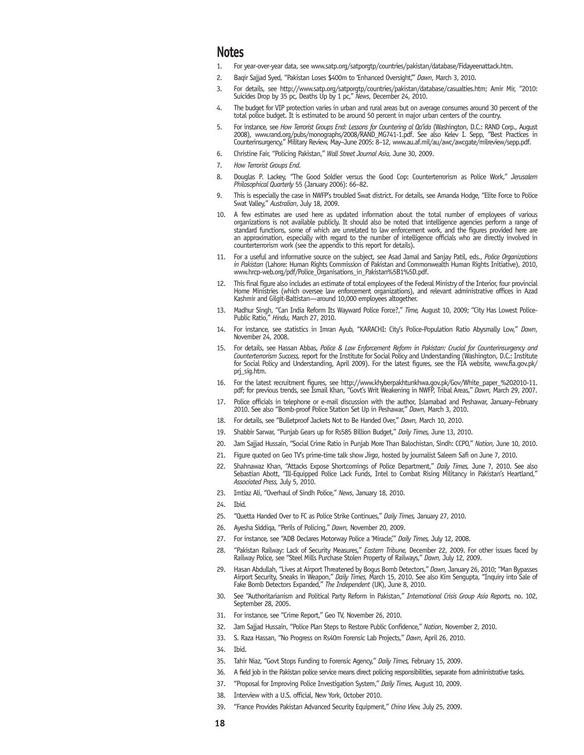## Notes

1. For year-over-year data, see www.satp.org/satporgtp/countries/pakistan/database/Fidayeenattack.htm.
2. Baqir Sajjad Syed, "Pakistan Loses $400m to 'Enhanced Oversight,'" *Dawn*, March 3, 2010.
3. For details, see http://www.satp.org/satporgtp/countries/pakistan/database/casualties.htm; Amir Mir, "2010: Suicides Drop by 35 pc, Deaths Up by 1 pc," *News*, December 24, 2010.
4. The budget for VIP protection varies in urban and rural areas but on average consumes around 30 percent of the total police budget. It is estimated to be around 50 percent in major urban centers of the country.
5. For instance, see *How Terrorist Groups End: Lessons for Countering al Qa'ida* (Washington, D.C.: RAND Corp., August 2008), www.rand.org/pubs/monographs/2008/RAND_MG741-1.pdf. See also Kelev I. Sepp, "Best Practices in Counterinsurgency," Military Review, May–June 2005: 8–12, www.au.af.mil/au/awc/awcgate/milreview/sepp.pdf.
6. Christine Fair, "Policing Pakistan," *Wall Street Journal Asia*, June 30, 2009.
7. *How Terrorist Groups End*.
8. Douglas P. Lackey, "The Good Soldier versus the Good Cop: Counterterrorism as Police Work," *Jerusalem Philosophical Quarterly* 55 (January 2006): 66–82.
9. This is especially the case in NWFP's troubled Swat district. For details, see Amanda Hodge, "Elite Force to Police Swat Valley," *Australian*, July 18, 2009.
10. A few estimates are used here as updated information about the total number of employees of various organizations is not available publicly. It should also be noted that intelligence agencies perform a range of standard functions, some of which are unrelated to law enforcement work, and the figures provided here are an approximation, especially with regard to the number of intelligence officials who are directly involved in counterterrorism work (see the appendix to this report for details).
11. For a useful and informative source on the subject, see Asad Jamal and Sanjay Patil, eds., *Police Organizations in Pakistan* (Lahore: Human Rights Commission of Pakistan and Commonwealth Human Rights Initiative), 2010, www.hrcp-web.org/pdf/Police_Organisations_in_Pakistan%5B1%5D.pdf.
12. This final figure also includes an estimate of total employees of the Federal Ministry of the Interior, four provincial Home Ministries (which oversee law enforcement organizations), and relevant administrative offices in Azad Kashmir and Gilgit-Baltistan—around 10,000 employees altogether.
13. Madhur Singh, "Can India Reform Its Wayward Police Force?," *Time*, August 10, 2009; "City Has Lowest Police-Public Ratio," *Hindu*, March 27, 2010.
14. For instance, see statistics in Imran Ayub, "KARACHI: City's Police-Population Ratio Abysmally Low," *Dawn*, November 24, 2008.
15. For details, see Hassan Abbas, *Police & Law Enforcement Reform in Pakistan: Crucial for Counterinsurgency and Counterterrorism Success*, report for the Institute for Social Policy and Understanding (Washington, D.C.: Institute for Social Policy and Understanding, April 2009). For the latest figures, see the FIA website, www.fia.gov.pk/prj_sig.htm.
16. For the latest recruitment figures, see http://www.khyberpakhtunkhwa.gov.pk/Gov/White_paper_%202010-11.pdf; for previous trends, see Ismail Khan, "Govt's Writ Weakening in NWFP, Tribal Areas," *Dawn*, March 29, 2007.
17. Police officials in telephone or e-mail discussion with the author, Islamabad and Peshawar, January–February 2010. See also "Bomb-proof Police Station Set Up in Peshawar," *Dawn*, March 3, 2010.
18. For details, see "Bulletproof Jackets Not to Be Handed Over," *Dawn*, March 10, 2010.
19. Shabbir Sarwar, "Punjab Gears up for Rs585 Billion Budget," *Daily Times*, June 13, 2010.
20. Jam Sajjad Hussain, "Social Crime Ratio in Punjab More Than Balochistan, Sindh: CCPO," *Nation*, June 10, 2010.
21. Figure quoted on Geo TV's prime-time talk show *Jirga*, hosted by journalist Saleem Safi on June 7, 2010.
22. Shahnawaz Khan, "Attacks Expose Shortcomings of Police Department," *Daily Times*, June 7, 2010. See also Sebastian Abbott, "Ill-Equipped Police Lack Funds, Intel to Combat Rising Militancy in Pakistan's Heartland," *Associated Press*, July 5, 2010.
23. Imtiaz Ali, "Overhaul of Sindh Police," *News*, January 18, 2010.
24. Ibid.
25. "Quetta Handed Over to FC as Police Strike Continues," *Daily Times*, January 27, 2010.
26. Ayesha Siddiqa, "Perils of Policing," *Dawn*, November 20, 2009.
27. For instance, see "ADB Declares Motorway Police a 'Miracle,'" *Daily Times*, July 12, 2008.
28. "Pakistan Railway: Lack of Security Measures," *Eastern Tribune*, December 22, 2009. For other issues faced by Railway Police, see "Steel Mills Purchase Stolen Property of Railways," *Dawn*, July 12, 2009.
29. Hasan Abdullah, "Lives at Airport Threatened by Bogus Bomb Detectors," *Dawn*, January 26, 2010; "Man Bypasses Airport Security, Sneaks in Weapon," *Daily Times*, March 15, 2010. See also Kim Sengupta, "Inquiry into Sale of Fake Bomb Detectors Expanded," *The Independent* (UK), June 8, 2010.
30. See "Authoritarianism and Political Party Reform in Pakistan," *International Crisis Group Asia Reports*, no. 102, September 28, 2005.
31. For instance, see "Crime Report," Geo TV, November 26, 2010.
32. Jam Sajjad Hussain, "Police Plan Steps to Restore Public Confidence," *Nation*, November 2, 2010.
33. S. Raza Hassan, "No Progress on Rs40m Forensic Lab Projects," *Dawn*, April 26, 2010.
34. Ibid.
35. Tahir Niaz, "Govt Stops Funding to Forensic Agency," *Daily Times*, February 15, 2009.
36. A field job in the Pakistan police service means direct policing responsibilities, separate from administrative tasks.
37. "Proposal for Improving Police Investigation System," *Daily Times*, August 10, 2009.
38. Interview with a U.S. official, New York, October 2010.
39. "France Provides Pakistan Advanced Security Equipment," *China View*, July 25, 2009.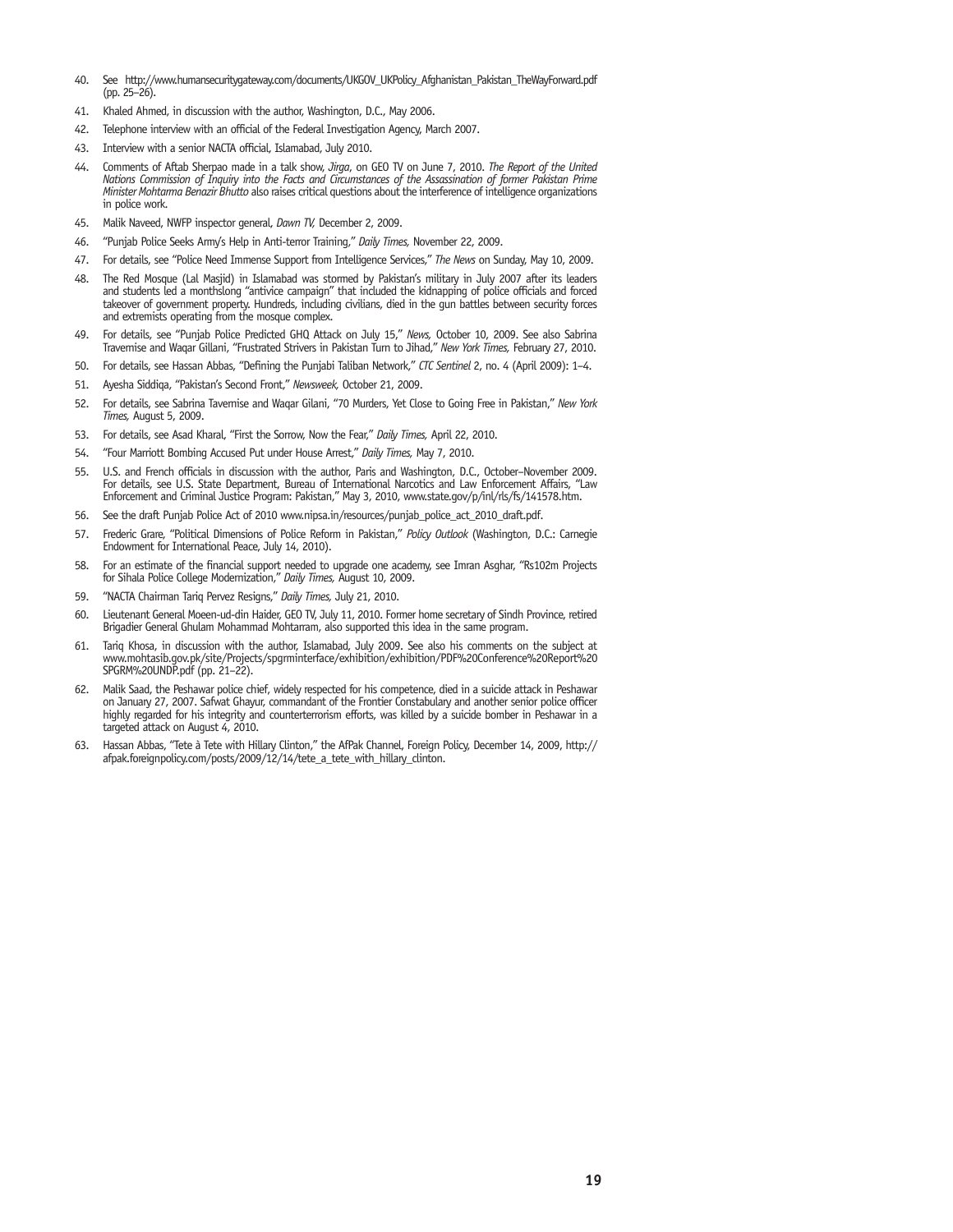40. See http://www.humansecuritygateway.com/documents/UKGOV_UKPolicy_Afghanistan_Pakistan_TheWayForward.pdf (pp. 25–26).
41. Khaled Ahmed, in discussion with the author, Washington, D.C., May 2006.
42. Telephone interview with an official of the Federal Investigation Agency, March 2007.
43. Interview with a senior NACTA official, Islamabad, July 2010.
44. Comments of Aftab Sherpao made in a talk show, *Jirga*, on GEO TV on June 7, 2010. *The Report of the United Nations Commission of Inquiry into the Facts and Circumstances of the Assassination of former Pakistan Prime Minister Mohtarma Benazir Bhutto* also raises critical questions about the interference of intelligence organizations in police work.
45. Malik Naveed, NWFP inspector general, *Dawn TV,* December 2, 2009.
46. "Punjab Police Seeks Army's Help in Anti-terror Training," *Daily Times,* November 22, 2009.
47. For details, see "Police Need Immense Support from Intelligence Services," *The News* on Sunday, May 10, 2009.
48. The Red Mosque (Lal Masjid) in Islamabad was stormed by Pakistan's military in July 2007 after its leaders and students led a monthslong "antivice campaign" that included the kidnapping of police officials and forced takeover of government property. Hundreds, including civilians, died in the gun battles between security forces and extremists operating from the mosque complex.
49. For details, see "Punjab Police Predicted GHQ Attack on July 15," *News,* October 10, 2009. See also Sabrina Travernise and Waqar Gillani, "Frustrated Strivers in Pakistan Turn to Jihad," *New York Times,* February 27, 2010.
50. For details, see Hassan Abbas, "Defining the Punjabi Taliban Network," *CTC Sentinel* 2, no. 4 (April 2009): 1–4.
51. Ayesha Siddiqa, "Pakistan's Second Front," *Newsweek,* October 21, 2009.
52. For details, see Sabrina Tavernise and Waqar Gilani, "70 Murders, Yet Close to Going Free in Pakistan," *New York Times,* August 5, 2009.
53. For details, see Asad Kharal, "First the Sorrow, Now the Fear," *Daily Times,* April 22, 2010.
54. "Four Marriott Bombing Accused Put under House Arrest," *Daily Times,* May 7, 2010.
55. U.S. and French officials in discussion with the author, Paris and Washington, D.C., October–November 2009. For details, see U.S. State Department, Bureau of International Narcotics and Law Enforcement Affairs, "Law Enforcement and Criminal Justice Program: Pakistan," May 3, 2010, www.state.gov/p/inl/rls/fs/141578.htm.
56. See the draft Punjab Police Act of 2010 www.nipsa.in/resources/punjab_police_act_2010_draft.pdf.
57. Frederic Grare, "Political Dimensions of Police Reform in Pakistan," *Policy Outlook* (Washington, D.C.: Carnegie Endowment for International Peace, July 14, 2010).
58. For an estimate of the financial support needed to upgrade one academy, see Imran Asghar, "Rs102m Projects for Sihala Police College Modernization," *Daily Times,* August 10, 2009.
59. "NACTA Chairman Tariq Pervez Resigns," *Daily Times,* July 21, 2010.
60. Lieutenant General Moeen-ud-din Haider, GEO TV, July 11, 2010. Former home secretary of Sindh Province, retired Brigadier General Ghulam Mohammad Mohtarram, also supported this idea in the same program.
61. Tariq Khosa, in discussion with the author, Islamabad, July 2009. See also his comments on the subject at www.mohtasib.gov.pk/site/Projects/spgrminterface/exhibition/exhibition/PDF%20Conference%20Report%20SPGRM%20UNDP.pdf (pp. 21–22).
62. Malik Saad, the Peshawar police chief, widely respected for his competence, died in a suicide attack in Peshawar on January 27, 2007. Safwat Ghayur, commandant of the Frontier Constabulary and another senior police officer highly regarded for his integrity and counterterrorism efforts, was killed by a suicide bomber in Peshawar in a targeted attack on August 4, 2010.
63. Hassan Abbas, "Tete à Tete with Hillary Clinton," the AfPak Channel, Foreign Policy, December 14, 2009, http://afpak.foreignpolicy.com/posts/2009/12/14/tete_a_tete_with_hillary_clinton.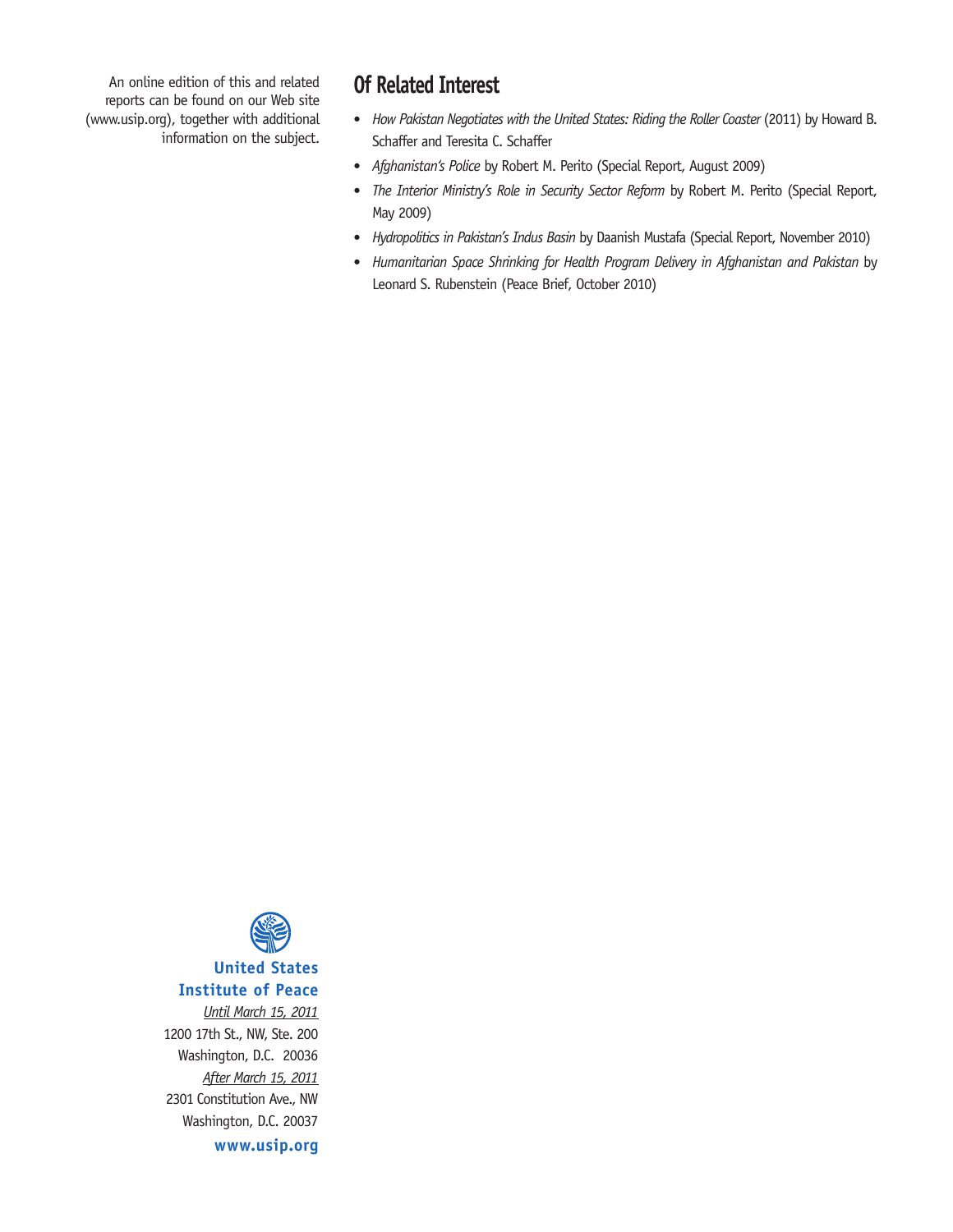An online edition of this and related reports can be found on our Web site (www.usip.org), together with additional information on the subject.

## Of Related Interest

- *How Pakistan Negotiates with the United States: Riding the Roller Coaster* (2011) by Howard B. Schaffer and Teresita C. Schaffer
- *Afghanistan's Police* by Robert M. Perito (Special Report, August 2009)
- *The Interior Ministry's Role in Security Sector Reform* by Robert M. Perito (Special Report, May 2009)
- *Hydropolitics in Pakistan's Indus Basin* by Daanish Mustafa (Special Report, November 2010)
- *Humanitarian Space Shrinking for Health Program Delivery in Afghanistan and Pakistan* by Leonard S. Rubenstein (Peace Brief, October 2010)

**United States Institute of Peace**

*Until March 15, 2011*
1200 17th St., NW, Ste. 200
Washington, D.C. 20036

*After March 15, 2011*
2301 Constitution Ave., NW
Washington, D.C. 20037

**www.usip.org**